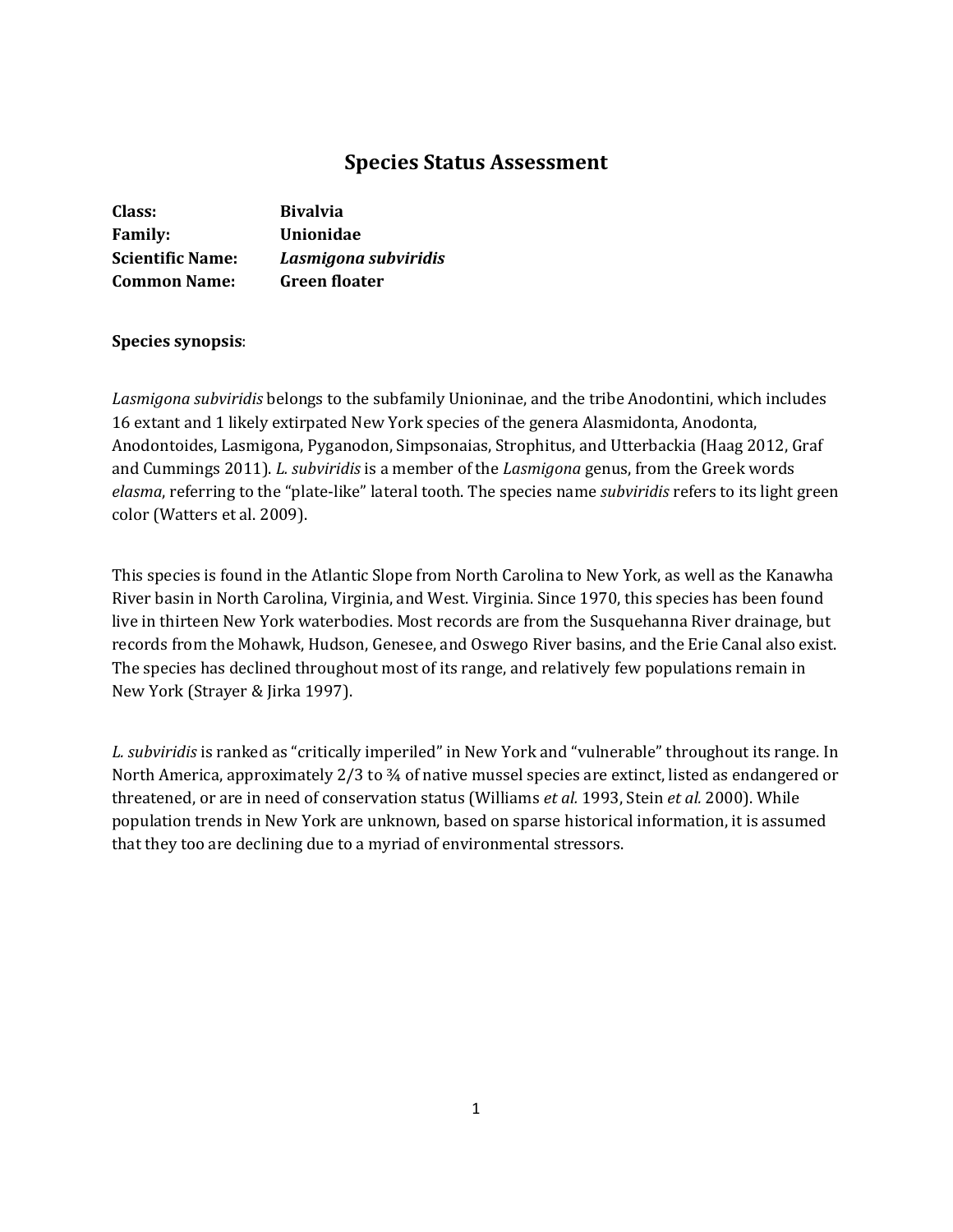# Species Status Assessment

**Class:** **Bivalvia**
**Family:** **Unionidae**
**Scientific Name:** ***Lasmigona subviridis***
**Common Name:** **Green floater**

**Species synopsis**:

*Lasmigona subviridis* belongs to the subfamily Unioninae, and the tribe Anodontini, which includes 16 extant and 1 likely extirpated New York species of the genera Alasmidonta, Anodonta, Anodontoides, Lasmigona, Pyganodon, Simpsonaias, Strophitus, and Utterbackia (Haag 2012, Graf and Cummings 2011). *L. subviridis* is a member of the *Lasmigona* genus, from the Greek words *elasma*, referring to the "plate-like" lateral tooth. The species name *subviridis* refers to its light green color (Watters et al. 2009).

This species is found in the Atlantic Slope from North Carolina to New York, as well as the Kanawha River basin in North Carolina, Virginia, and West. Virginia. Since 1970, this species has been found live in thirteen New York waterbodies. Most records are from the Susquehanna River drainage, but records from the Mohawk, Hudson, Genesee, and Oswego River basins, and the Erie Canal also exist. The species has declined throughout most of its range, and relatively few populations remain in New York (Strayer & Jirka 1997).

*L. subviridis* is ranked as "critically imperiled" in New York and "vulnerable" throughout its range. In North America, approximately 2/3 to ¾ of native mussel species are extinct, listed as endangered or threatened, or are in need of conservation status (Williams *et al.* 1993, Stein *et al.* 2000). While population trends in New York are unknown, based on sparse historical information, it is assumed that they too are declining due to a myriad of environmental stressors.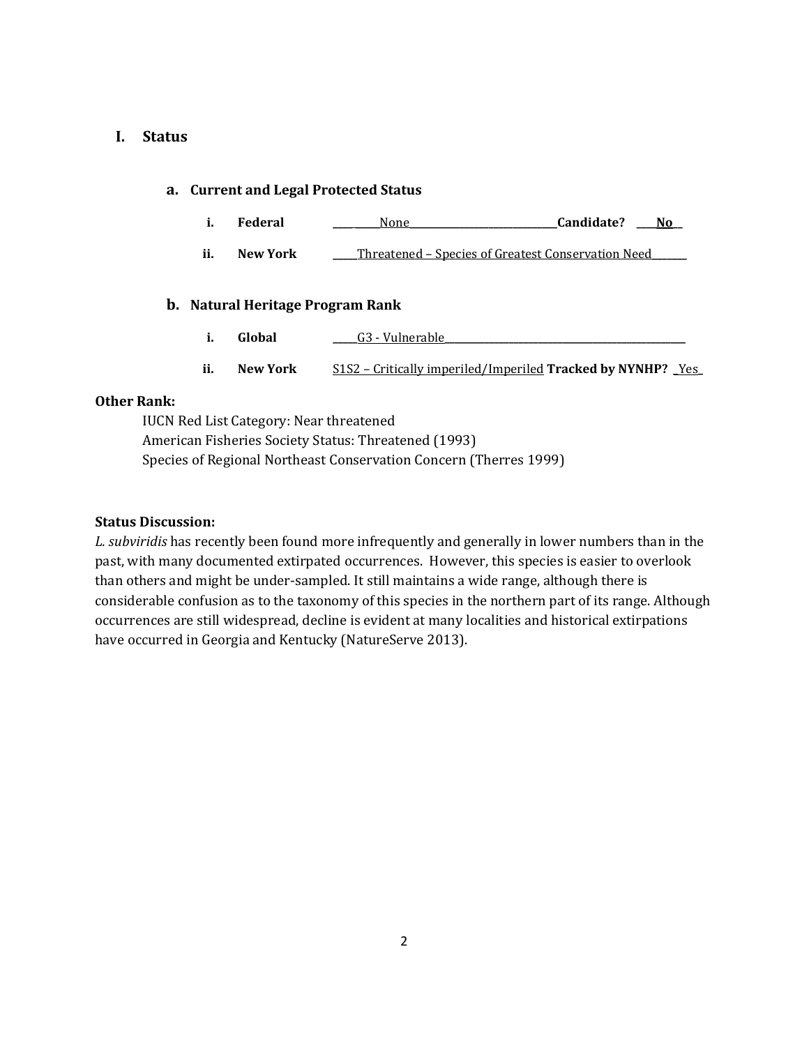# I. Status

## a. Current and Legal Protected Status

i. **Federal** ____None____ **Candidate?** __No__

ii. **New York** ____Threatened – Species of Greatest Conservation Need____

## b. Natural Heritage Program Rank

i. **Global** ____G3 - Vulnerable____

ii. **New York** S1S2 – Critically imperiled/Imperiled **Tracked by NYNHP?** _Yes_

**Other Rank:**

IUCN Red List Category: Near threatened
American Fisheries Society Status: Threatened (1993)
Species of Regional Northeast Conservation Concern (Therres 1999)

**Status Discussion:**

*L. subviridis* has recently been found more infrequently and generally in lower numbers than in the past, with many documented extirpated occurrences. However, this species is easier to overlook than others and might be under-sampled. It still maintains a wide range, although there is considerable confusion as to the taxonomy of this species in the northern part of its range. Although occurrences are still widespread, decline is evident at many localities and historical extirpations have occurred in Georgia and Kentucky (NatureServe 2013).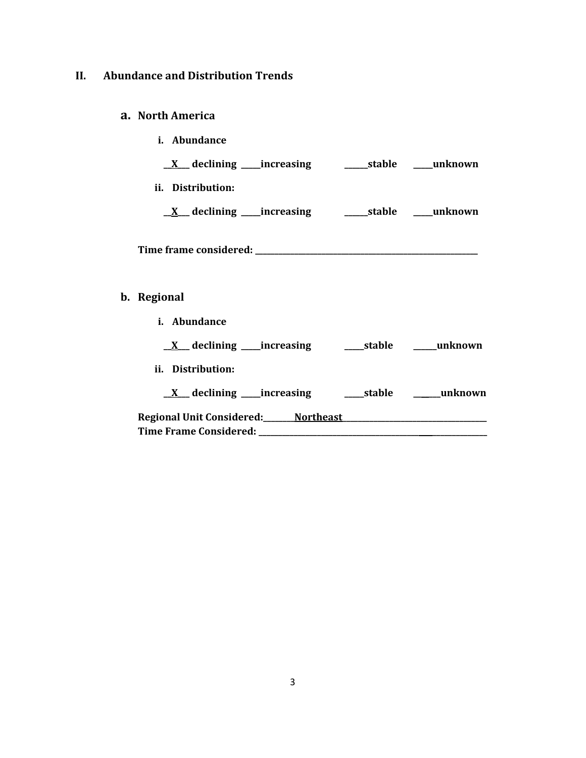## II. Abundance and Distribution Trends

### a. North America

**i. Abundance**

**__X__ declining _____increasing ______stable _____unknown**

**ii. Distribution:**

**__X__ declining _____increasing ______stable _____unknown**

**Time frame considered: ___________________________________________**

### b. Regional

**i. Abundance**

**__X__ declining _____increasing _____stable ______unknown**

**ii. Distribution:**

**__X__ declining _____increasing _____stable ______unknown**

**Regional Unit Considered:________Northeast___________________________**

**Time Frame Considered: ____________________________________________**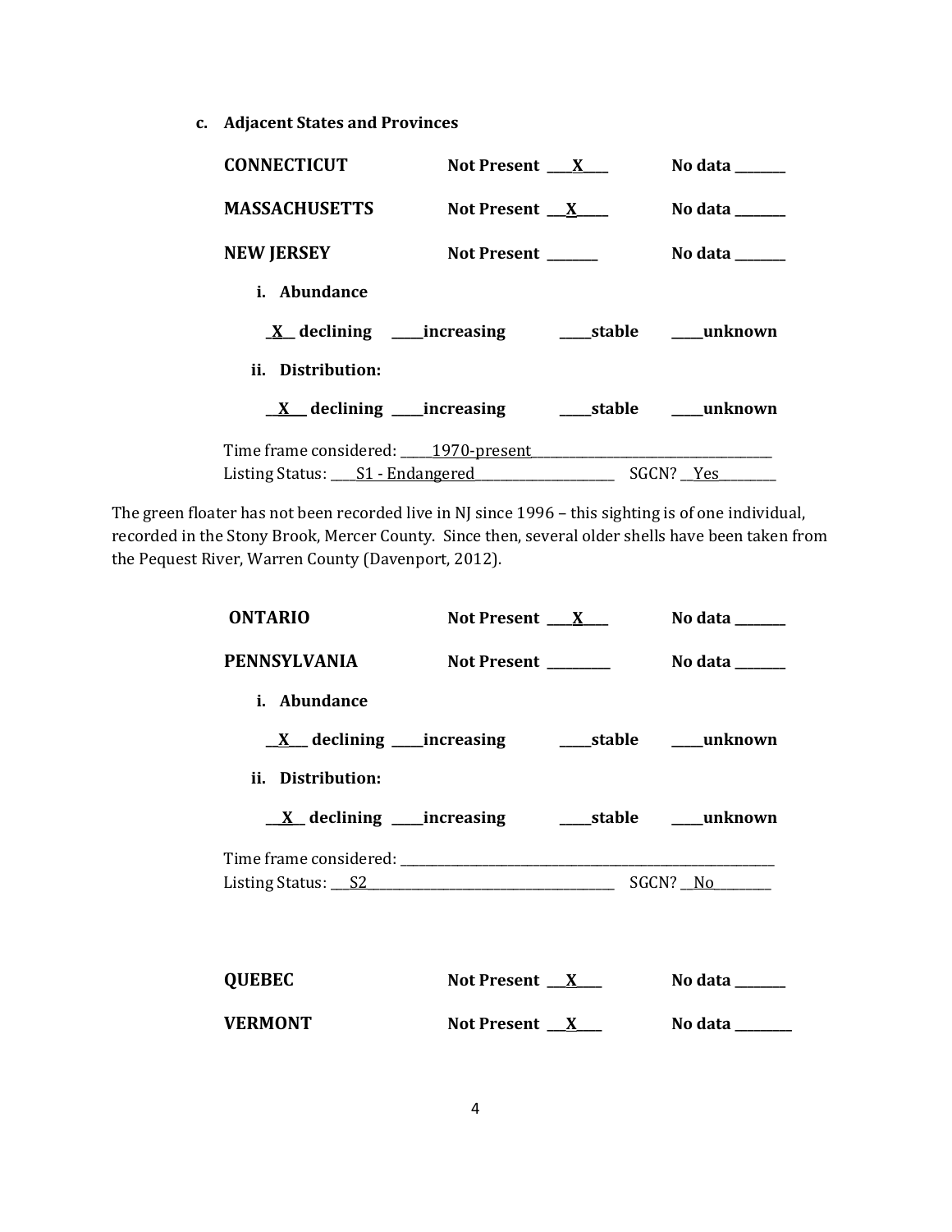**c. Adjacent States and Provinces**

**CONNECTICUT** **Not Present** ___X___ **No data** _______

**MASSACHUSETTS** **Not Present** ___X___ **No data** _______

**NEW JERSEY** **Not Present** _______ **No data** _______

**i. Abundance**

__X__ **declining** ____**increasing** ____**stable** ____**unknown**

**ii. Distribution:**

__X__ **declining** ____**increasing** ____**stable** ____**unknown**

Time frame considered: ____1970-present____

Listing Status: ___S1 - Endangered___ SGCN? __Yes__

The green floater has not been recorded live in NJ since 1996 – this sighting is of one individual, recorded in the Stony Brook, Mercer County. Since then, several older shells have been taken from the Pequest River, Warren County (Davenport, 2012).

**ONTARIO** **Not Present** ___X___ **No data** _______

**PENNSYLVANIA** **Not Present** _______ **No data** _______

**i. Abundance**

__X__ **declining** ____**increasing** ____**stable** ____**unknown**

**ii. Distribution:**

__X__ **declining** ____**increasing** ____**stable** ____**unknown**

Time frame considered: ________

Listing Status: ___S2___ SGCN? __No__

**QUEBEC** **Not Present** ___X___ **No data** _______

**VERMONT** **Not Present** ___X___ **No data** _______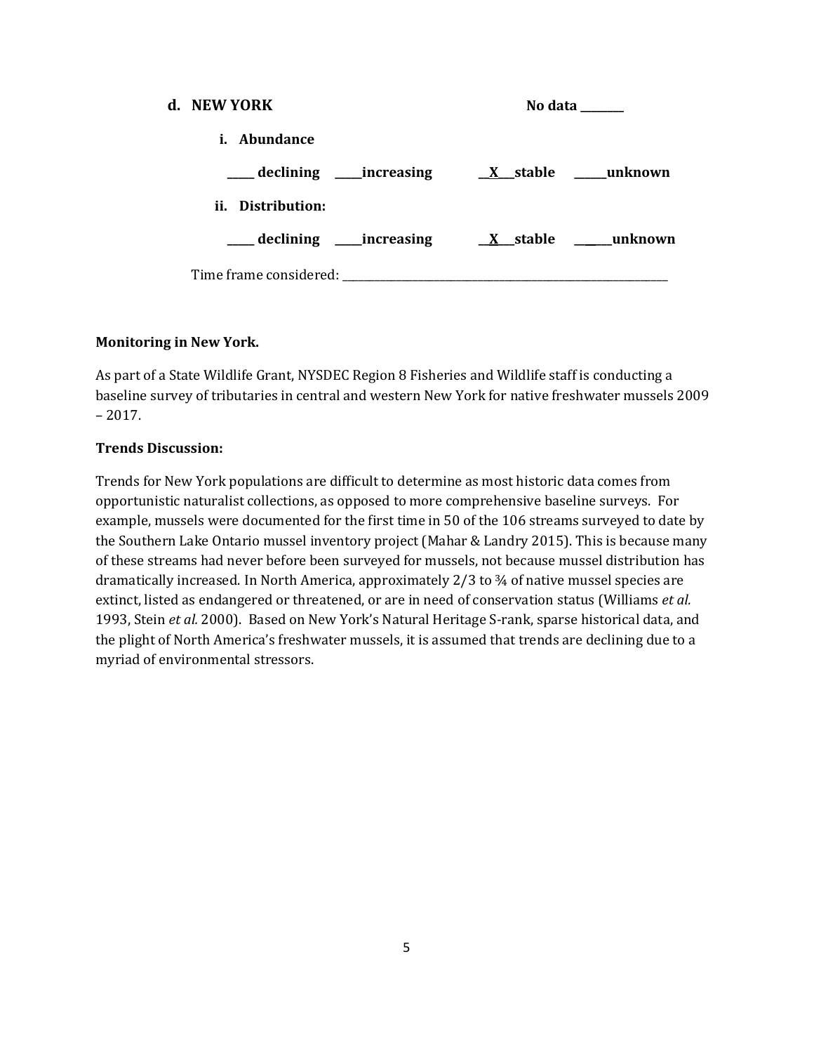**d. NEW YORK** **No data \_\_\_\_\_\_\_\_**

**i. Abundance**

**\_\_\_\_\_ declining \_\_\_\_\_increasing \_\_X\_\_\_stable \_\_\_\_\_\_unknown**

**ii. Distribution:**

**\_\_\_\_\_ declining \_\_\_\_\_increasing \_\_X\_\_\_stable \_\_\_\_\_\_unknown**

Time frame considered: \_\_\_\_\_\_\_\_\_\_\_\_\_\_\_\_\_\_\_\_\_\_\_\_\_\_\_\_\_\_\_\_\_\_\_\_\_\_\_\_\_\_\_\_\_\_\_\_\_\_\_\_\_\_\_\_\_\_\_\_\_\_

**Monitoring in New York.**

As part of a State Wildlife Grant, NYSDEC Region 8 Fisheries and Wildlife staff is conducting a baseline survey of tributaries in central and western New York for native freshwater mussels 2009 – 2017.

**Trends Discussion:**

Trends for New York populations are difficult to determine as most historic data comes from opportunistic naturalist collections, as opposed to more comprehensive baseline surveys. For example, mussels were documented for the first time in 50 of the 106 streams surveyed to date by the Southern Lake Ontario mussel inventory project (Mahar & Landry 2015). This is because many of these streams had never before been surveyed for mussels, not because mussel distribution has dramatically increased. In North America, approximately 2/3 to ¾ of native mussel species are extinct, listed as endangered or threatened, or are in need of conservation status (Williams *et al.* 1993, Stein *et al.* 2000). Based on New York's Natural Heritage S-rank, sparse historical data, and the plight of North America's freshwater mussels, it is assumed that trends are declining due to a myriad of environmental stressors.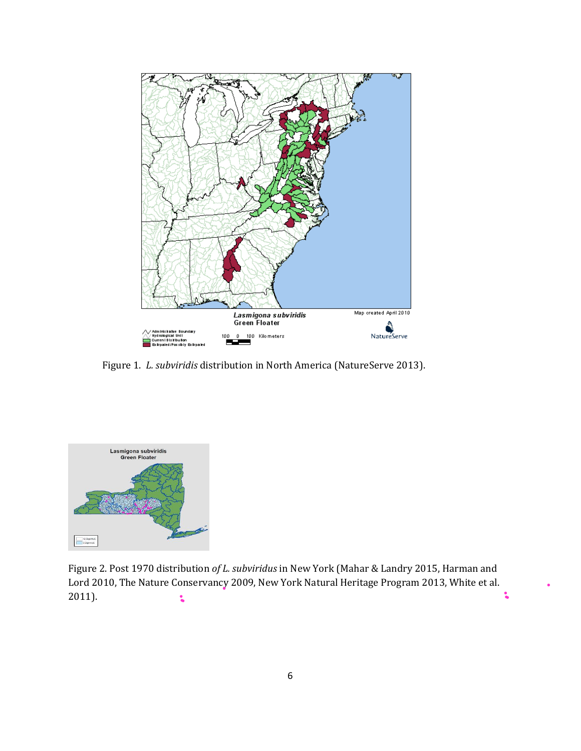Figure 1. *L. subviridis* distribution in North America (NatureServe 2013).

Figure 2. Post 1970 distribution *of L. subviridus* in New York (Mahar & Landry 2015, Harman and Lord 2010, The Nature Conservancy 2009, New York Natural Heritage Program 2013, White et al. 2011).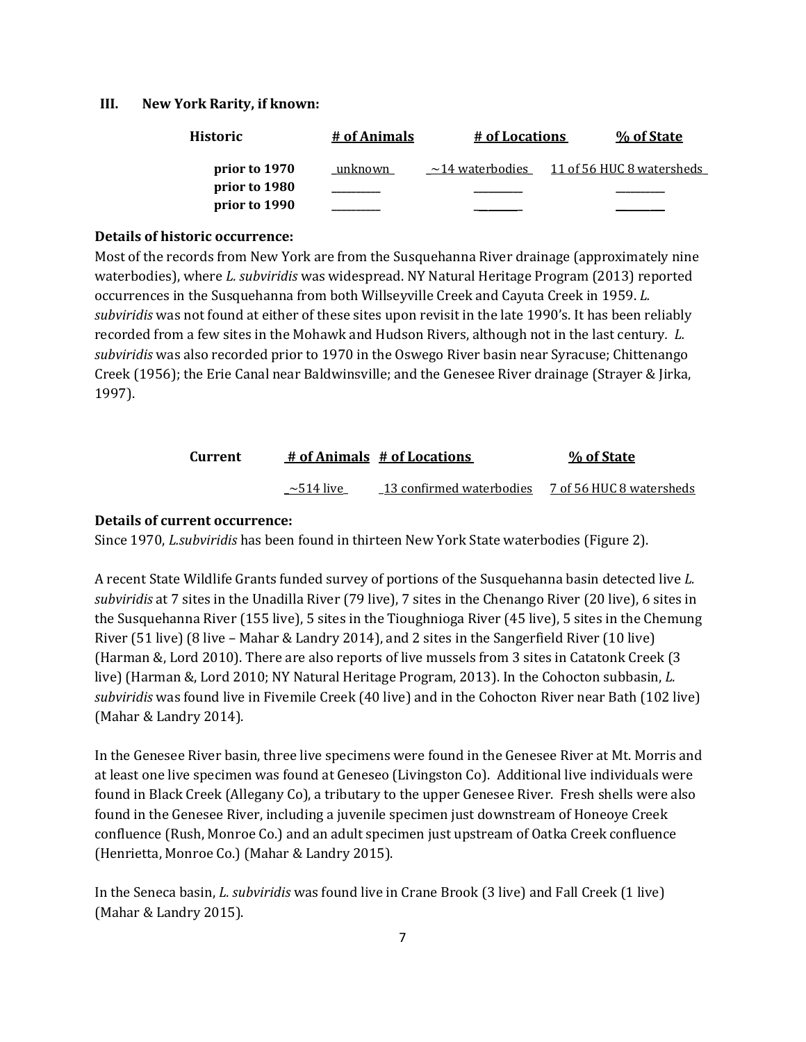### III. New York Rarity, if known:

| Historic | # of Animals | # of Locations | % of State |
|---|---|---|---|
| prior to 1970 | unknown | ~14 waterbodies | 11 of 56 HUC 8 watersheds |
| prior to 1980 | | | |
| prior to 1990 | | | |

**Details of historic occurrence:**

Most of the records from New York are from the Susquehanna River drainage (approximately nine waterbodies), where *L. subviridis* was widespread. NY Natural Heritage Program (2013) reported occurrences in the Susquehanna from both Willseyville Creek and Cayuta Creek in 1959. *L. subviridis* was not found at either of these sites upon revisit in the late 1990's. It has been reliably recorded from a few sites in the Mohawk and Hudson Rivers, although not in the last century. *L. subviridis* was also recorded prior to 1970 in the Oswego River basin near Syracuse; Chittenango Creek (1956); the Erie Canal near Baldwinsville; and the Genesee River drainage (Strayer & Jirka, 1997).

| Current | # of Animals | # of Locations | % of State |
|---|---|---|---|
| | ~514 live | 13 confirmed waterbodies | 7 of 56 HUC 8 watersheds |

**Details of current occurrence:**

Since 1970, *L.subviridis* has been found in thirteen New York State waterbodies (Figure 2).

A recent State Wildlife Grants funded survey of portions of the Susquehanna basin detected live *L. subviridis* at 7 sites in the Unadilla River (79 live), 7 sites in the Chenango River (20 live), 6 sites in the Susquehanna River (155 live), 5 sites in the Tioughnioga River (45 live), 5 sites in the Chemung River (51 live) (8 live – Mahar & Landry 2014), and 2 sites in the Sangerfield River (10 live) (Harman &, Lord 2010). There are also reports of live mussels from 3 sites in Catatonk Creek (3 live) (Harman &, Lord 2010; NY Natural Heritage Program, 2013). In the Cohocton subbasin, *L. subviridis* was found live in Fivemile Creek (40 live) and in the Cohocton River near Bath (102 live) (Mahar & Landry 2014).

In the Genesee River basin, three live specimens were found in the Genesee River at Mt. Morris and at least one live specimen was found at Geneseo (Livingston Co). Additional live individuals were found in Black Creek (Allegany Co), a tributary to the upper Genesee River. Fresh shells were also found in the Genesee River, including a juvenile specimen just downstream of Honeoye Creek confluence (Rush, Monroe Co.) and an adult specimen just upstream of Oatka Creek confluence (Henrietta, Monroe Co.) (Mahar & Landry 2015).

In the Seneca basin, *L. subviridis* was found live in Crane Brook (3 live) and Fall Creek (1 live) (Mahar & Landry 2015).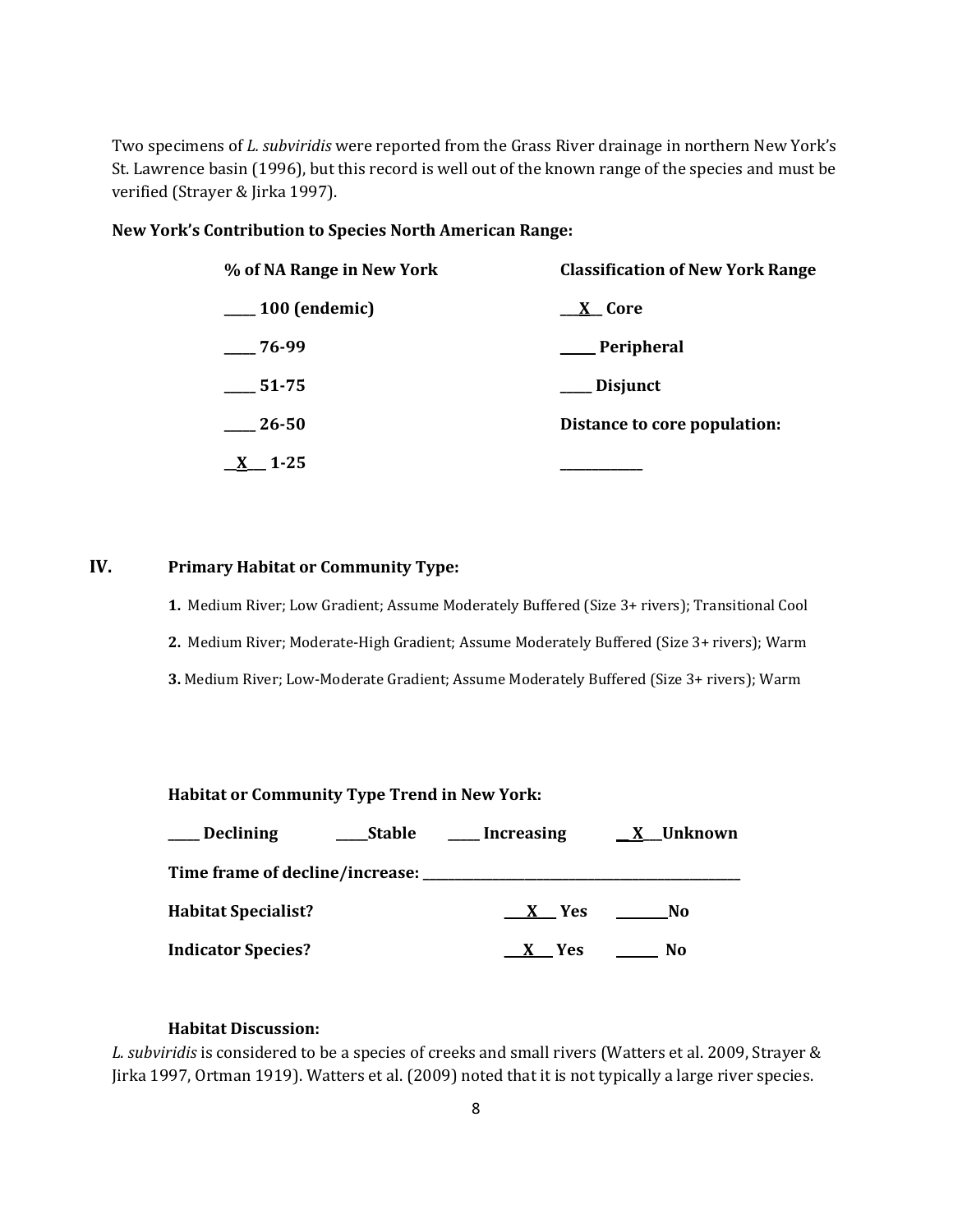Two specimens of *L. subviridis* were reported from the Grass River drainage in northern New York's St. Lawrence basin (1996), but this record is well out of the known range of the species and must be verified (Strayer & Jirka 1997).

**New York's Contribution to Species North American Range:**

| **% of NA Range in New York** | **Classification of New York Range** |
|---|---|
| _____ **100 (endemic)** | ___X__ **Core** |
| _____ **76-99** | _____ **Peripheral** |
| _____ **51-75** | _____ **Disjunct** |
| _____ **26-50** | **Distance to core population:** |
| __X___ **1-25** | _____________ |

## IV. Primary Habitat or Community Type:

1. Medium River; Low Gradient; Assume Moderately Buffered (Size 3+ rivers); Transitional Cool
2. Medium River; Moderate-High Gradient; Assume Moderately Buffered (Size 3+ rivers); Warm
3. Medium River; Low-Moderate Gradient; Assume Moderately Buffered (Size 3+ rivers); Warm

**Habitat or Community Type Trend in New York:**

_____ **Declining** _____**Stable** _____ **Increasing** __X___**Unknown**

**Time frame of decline/increase:** ________________________________

**Habitat Specialist?** ___X___ **Yes** ________**No**

**Indicator Species?** ___X___ **Yes** ______ **No**

**Habitat Discussion:**

*L. subviridis* is considered to be a species of creeks and small rivers (Watters et al. 2009, Strayer & Jirka 1997, Ortman 1919). Watters et al. (2009) noted that it is not typically a large river species.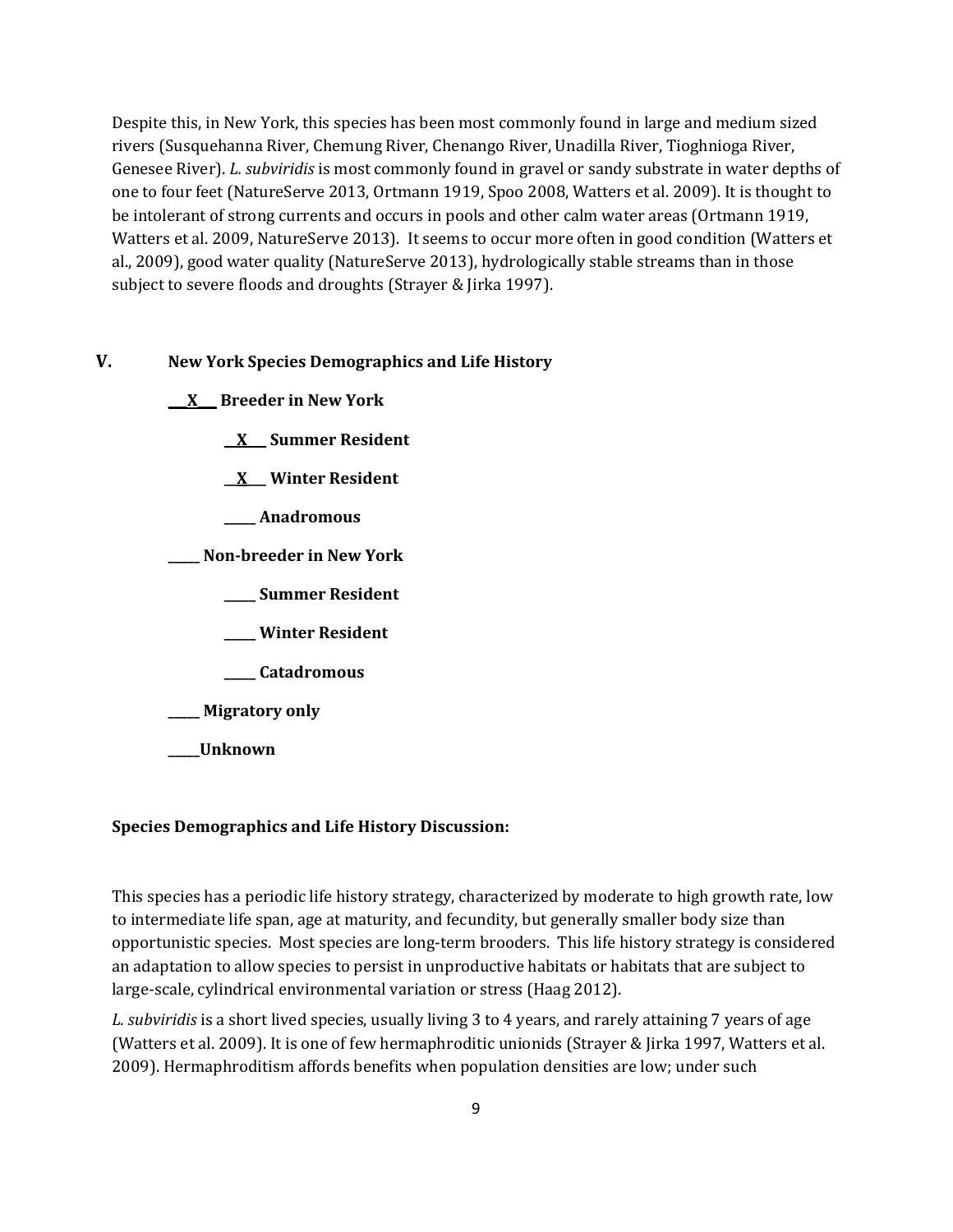Despite this, in New York, this species has been most commonly found in large and medium sized rivers (Susquehanna River, Chemung River, Chenango River, Unadilla River, Tioghnioga River, Genesee River). *L. subviridis* is most commonly found in gravel or sandy substrate in water depths of one to four feet (NatureServe 2013, Ortmann 1919, Spoo 2008, Watters et al. 2009). It is thought to be intolerant of strong currents and occurs in pools and other calm water areas (Ortmann 1919, Watters et al. 2009, NatureServe 2013). It seems to occur more often in good condition (Watters et al., 2009), good water quality (NatureServe 2013), hydrologically stable streams than in those subject to severe floods and droughts (Strayer & Jirka 1997).

## V. New York Species Demographics and Life History

**\_\_X\_\_ Breeder in New York**

- **\_\_X\_\_ Summer Resident**
- **\_\_X\_\_ Winter Resident**
- **\_\_\_\_\_ Anadromous**

**\_\_\_\_\_ Non-breeder in New York**

- **\_\_\_\_\_ Summer Resident**
- **\_\_\_\_\_ Winter Resident**
- **\_\_\_\_\_ Catadromous**

**\_\_\_\_\_ Migratory only**

**\_\_\_\_\_Unknown**

**Species Demographics and Life History Discussion:**

This species has a periodic life history strategy, characterized by moderate to high growth rate, low to intermediate life span, age at maturity, and fecundity, but generally smaller body size than opportunistic species. Most species are long-term brooders. This life history strategy is considered an adaptation to allow species to persist in unproductive habitats or habitats that are subject to large-scale, cylindrical environmental variation or stress (Haag 2012).

*L. subviridis* is a short lived species, usually living 3 to 4 years, and rarely attaining 7 years of age (Watters et al. 2009). It is one of few hermaphroditic unionids (Strayer & Jirka 1997, Watters et al. 2009). Hermaphroditism affords benefits when population densities are low; under such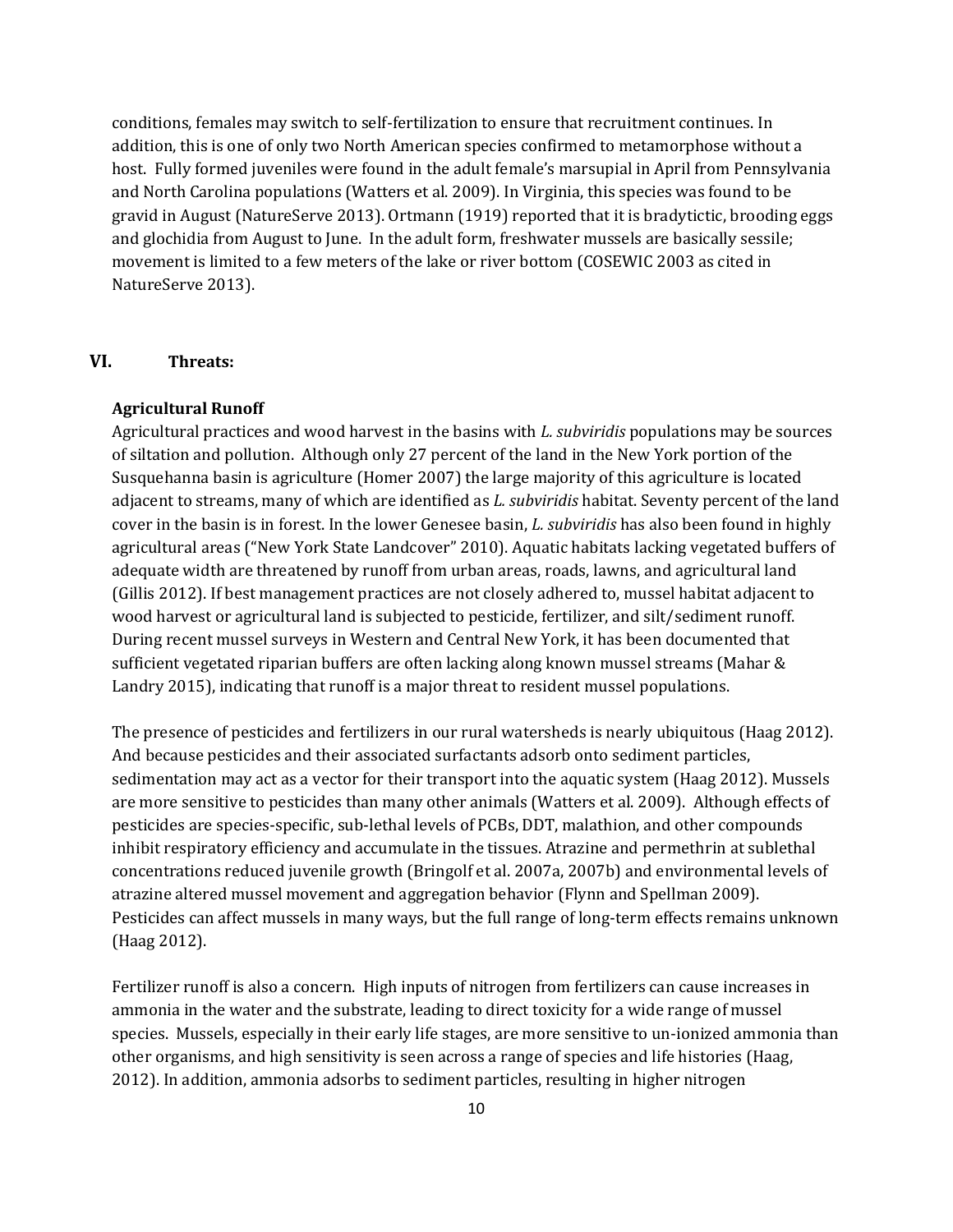conditions, females may switch to self-fertilization to ensure that recruitment continues. In addition, this is one of only two North American species confirmed to metamorphose without a host. Fully formed juveniles were found in the adult female's marsupial in April from Pennsylvania and North Carolina populations (Watters et al. 2009). In Virginia, this species was found to be gravid in August (NatureServe 2013). Ortmann (1919) reported that it is bradytictic, brooding eggs and glochidia from August to June. In the adult form, freshwater mussels are basically sessile; movement is limited to a few meters of the lake or river bottom (COSEWIC 2003 as cited in NatureServe 2013).

## VI. Threats:

### Agricultural Runoff

Agricultural practices and wood harvest in the basins with *L. subviridis* populations may be sources of siltation and pollution. Although only 27 percent of the land in the New York portion of the Susquehanna basin is agriculture (Homer 2007) the large majority of this agriculture is located adjacent to streams, many of which are identified as *L. subviridis* habitat. Seventy percent of the land cover in the basin is in forest. In the lower Genesee basin, *L. subviridis* has also been found in highly agricultural areas ("New York State Landcover" 2010). Aquatic habitats lacking vegetated buffers of adequate width are threatened by runoff from urban areas, roads, lawns, and agricultural land (Gillis 2012). If best management practices are not closely adhered to, mussel habitat adjacent to wood harvest or agricultural land is subjected to pesticide, fertilizer, and silt/sediment runoff. During recent mussel surveys in Western and Central New York, it has been documented that sufficient vegetated riparian buffers are often lacking along known mussel streams (Mahar & Landry 2015), indicating that runoff is a major threat to resident mussel populations.

The presence of pesticides and fertilizers in our rural watersheds is nearly ubiquitous (Haag 2012). And because pesticides and their associated surfactants adsorb onto sediment particles, sedimentation may act as a vector for their transport into the aquatic system (Haag 2012). Mussels are more sensitive to pesticides than many other animals (Watters et al. 2009). Although effects of pesticides are species-specific, sub-lethal levels of PCBs, DDT, malathion, and other compounds inhibit respiratory efficiency and accumulate in the tissues. Atrazine and permethrin at sublethal concentrations reduced juvenile growth (Bringolf et al. 2007a, 2007b) and environmental levels of atrazine altered mussel movement and aggregation behavior (Flynn and Spellman 2009). Pesticides can affect mussels in many ways, but the full range of long-term effects remains unknown (Haag 2012).

Fertilizer runoff is also a concern. High inputs of nitrogen from fertilizers can cause increases in ammonia in the water and the substrate, leading to direct toxicity for a wide range of mussel species. Mussels, especially in their early life stages, are more sensitive to un-ionized ammonia than other organisms, and high sensitivity is seen across a range of species and life histories (Haag, 2012). In addition, ammonia adsorbs to sediment particles, resulting in higher nitrogen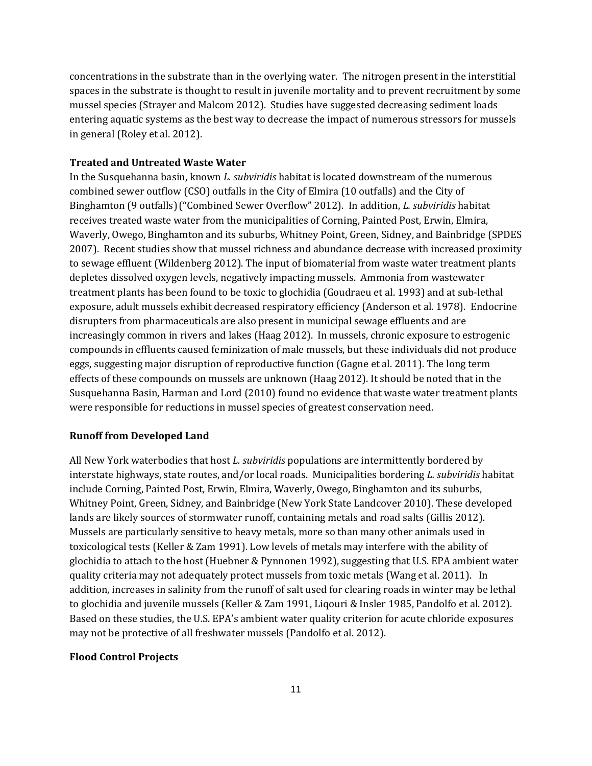concentrations in the substrate than in the overlying water. The nitrogen present in the interstitial spaces in the substrate is thought to result in juvenile mortality and to prevent recruitment by some mussel species (Strayer and Malcom 2012). Studies have suggested decreasing sediment loads entering aquatic systems as the best way to decrease the impact of numerous stressors for mussels in general (Roley et al. 2012).

### Treated and Untreated Waste Water

In the Susquehanna basin, known *L. subviridis* habitat is located downstream of the numerous combined sewer outflow (CSO) outfalls in the City of Elmira (10 outfalls) and the City of Binghamton (9 outfalls) ("Combined Sewer Overflow" 2012). In addition, *L. subviridis* habitat receives treated waste water from the municipalities of Corning, Painted Post, Erwin, Elmira, Waverly, Owego, Binghamton and its suburbs, Whitney Point, Green, Sidney, and Bainbridge (SPDES 2007). Recent studies show that mussel richness and abundance decrease with increased proximity to sewage effluent (Wildenberg 2012). The input of biomaterial from waste water treatment plants depletes dissolved oxygen levels, negatively impacting mussels. Ammonia from wastewater treatment plants has been found to be toxic to glochidia (Goudraeu et al. 1993) and at sub-lethal exposure, adult mussels exhibit decreased respiratory efficiency (Anderson et al. 1978). Endocrine disrupters from pharmaceuticals are also present in municipal sewage effluents and are increasingly common in rivers and lakes (Haag 2012). In mussels, chronic exposure to estrogenic compounds in effluents caused feminization of male mussels, but these individuals did not produce eggs, suggesting major disruption of reproductive function (Gagne et al. 2011). The long term effects of these compounds on mussels are unknown (Haag 2012). It should be noted that in the Susquehanna Basin, Harman and Lord (2010) found no evidence that waste water treatment plants were responsible for reductions in mussel species of greatest conservation need.

### Runoff from Developed Land

All New York waterbodies that host *L. subviridis* populations are intermittently bordered by interstate highways, state routes, and/or local roads. Municipalities bordering *L. subviridis* habitat include Corning, Painted Post, Erwin, Elmira, Waverly, Owego, Binghamton and its suburbs, Whitney Point, Green, Sidney, and Bainbridge (New York State Landcover 2010). These developed lands are likely sources of stormwater runoff, containing metals and road salts (Gillis 2012). Mussels are particularly sensitive to heavy metals, more so than many other animals used in toxicological tests (Keller & Zam 1991). Low levels of metals may interfere with the ability of glochidia to attach to the host (Huebner & Pynnonen 1992), suggesting that U.S. EPA ambient water quality criteria may not adequately protect mussels from toxic metals (Wang et al. 2011). In addition, increases in salinity from the runoff of salt used for clearing roads in winter may be lethal to glochidia and juvenile mussels (Keller & Zam 1991, Liqouri & Insler 1985, Pandolfo et al. 2012). Based on these studies, the U.S. EPA's ambient water quality criterion for acute chloride exposures may not be protective of all freshwater mussels (Pandolfo et al. 2012).

### Flood Control Projects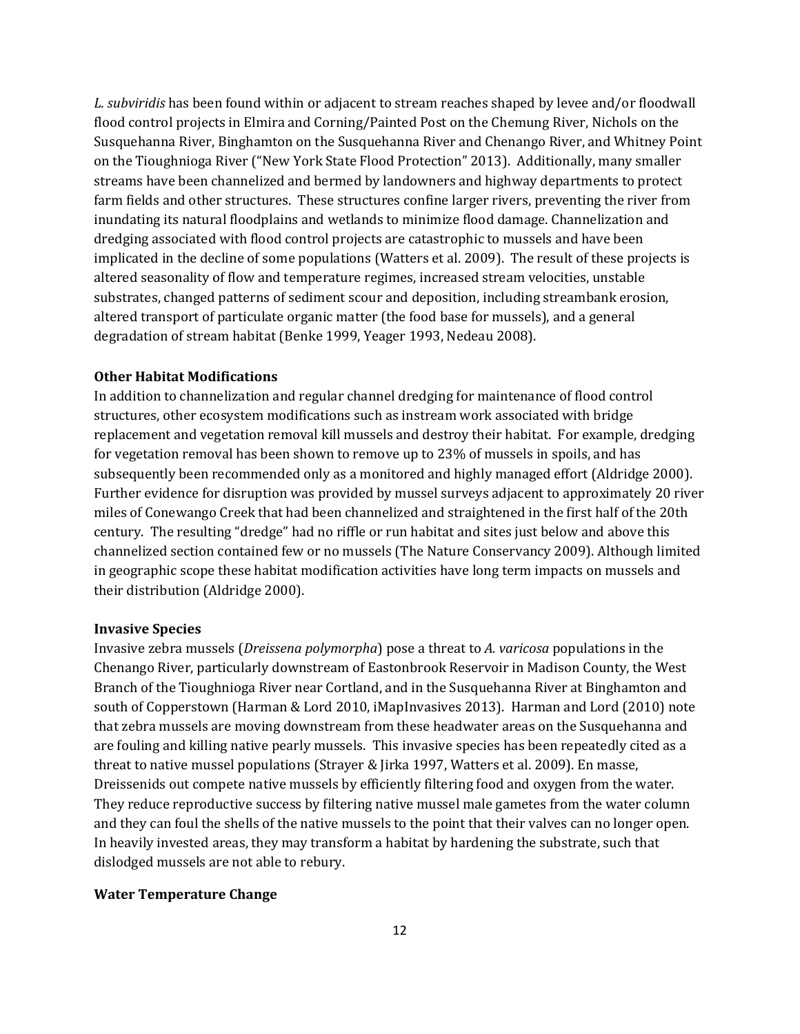*L. subviridis* has been found within or adjacent to stream reaches shaped by levee and/or floodwall flood control projects in Elmira and Corning/Painted Post on the Chemung River, Nichols on the Susquehanna River, Binghamton on the Susquehanna River and Chenango River, and Whitney Point on the Tioughnioga River ("New York State Flood Protection" 2013). Additionally, many smaller streams have been channelized and bermed by landowners and highway departments to protect farm fields and other structures. These structures confine larger rivers, preventing the river from inundating its natural floodplains and wetlands to minimize flood damage. Channelization and dredging associated with flood control projects are catastrophic to mussels and have been implicated in the decline of some populations (Watters et al. 2009). The result of these projects is altered seasonality of flow and temperature regimes, increased stream velocities, unstable substrates, changed patterns of sediment scour and deposition, including streambank erosion, altered transport of particulate organic matter (the food base for mussels), and a general degradation of stream habitat (Benke 1999, Yeager 1993, Nedeau 2008).

**Other Habitat Modifications**

In addition to channelization and regular channel dredging for maintenance of flood control structures, other ecosystem modifications such as instream work associated with bridge replacement and vegetation removal kill mussels and destroy their habitat. For example, dredging for vegetation removal has been shown to remove up to 23% of mussels in spoils, and has subsequently been recommended only as a monitored and highly managed effort (Aldridge 2000). Further evidence for disruption was provided by mussel surveys adjacent to approximately 20 river miles of Conewango Creek that had been channelized and straightened in the first half of the 20th century. The resulting "dredge" had no riffle or run habitat and sites just below and above this channelized section contained few or no mussels (The Nature Conservancy 2009). Although limited in geographic scope these habitat modification activities have long term impacts on mussels and their distribution (Aldridge 2000).

**Invasive Species**

Invasive zebra mussels (*Dreissena polymorpha*) pose a threat to *A. varicosa* populations in the Chenango River, particularly downstream of Eastonbrook Reservoir in Madison County, the West Branch of the Tioughnioga River near Cortland, and in the Susquehanna River at Binghamton and south of Copperstown (Harman & Lord 2010, iMapInvasives 2013). Harman and Lord (2010) note that zebra mussels are moving downstream from these headwater areas on the Susquehanna and are fouling and killing native pearly mussels. This invasive species has been repeatedly cited as a threat to native mussel populations (Strayer & Jirka 1997, Watters et al. 2009). En masse, Dreissenids out compete native mussels by efficiently filtering food and oxygen from the water. They reduce reproductive success by filtering native mussel male gametes from the water column and they can foul the shells of the native mussels to the point that their valves can no longer open. In heavily invested areas, they may transform a habitat by hardening the substrate, such that dislodged mussels are not able to rebury.

**Water Temperature Change**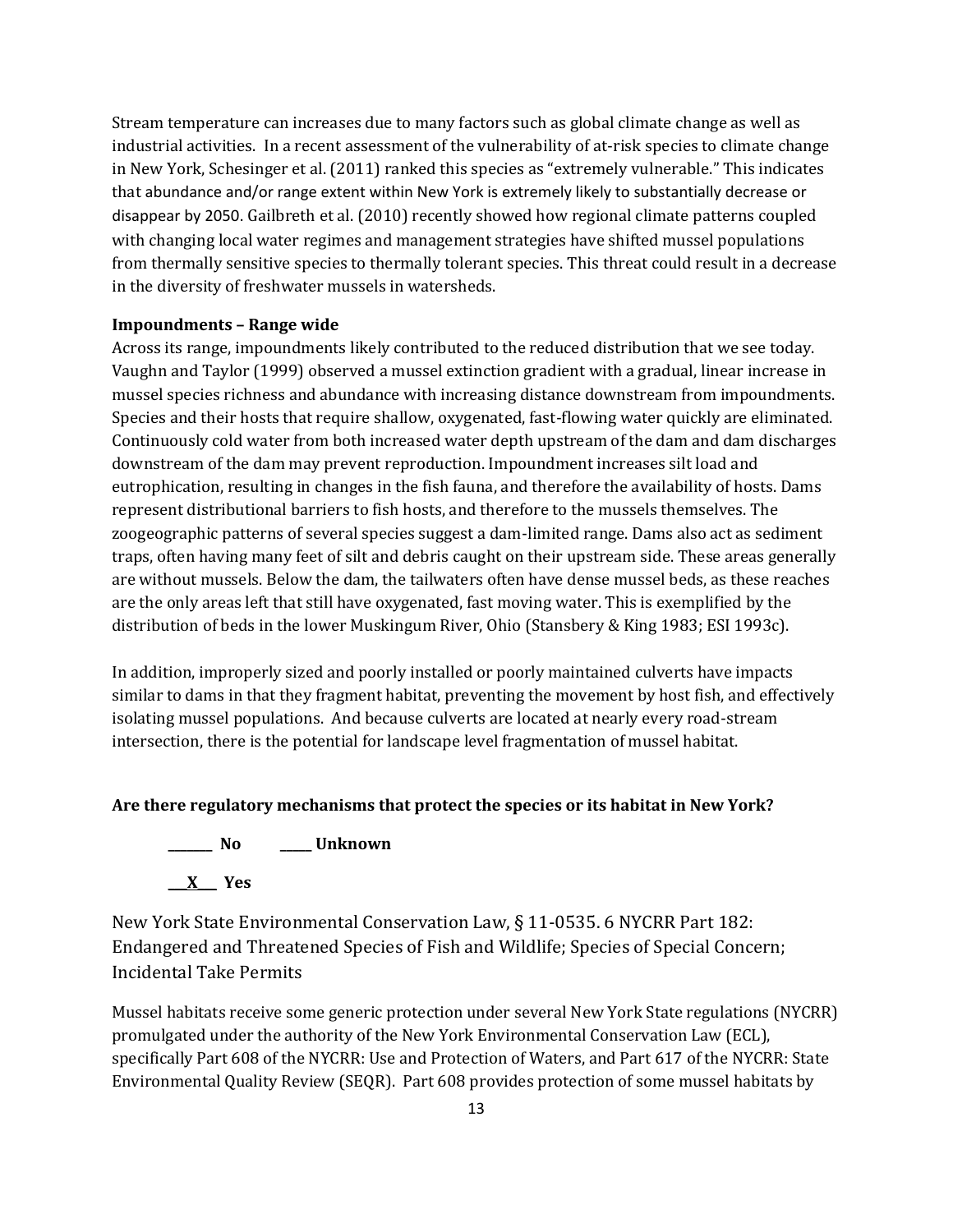Stream temperature can increases due to many factors such as global climate change as well as industrial activities. In a recent assessment of the vulnerability of at-risk species to climate change in New York, Schesinger et al. (2011) ranked this species as "extremely vulnerable." This indicates that abundance and/or range extent within New York is extremely likely to substantially decrease or disappear by 2050. Gailbreth et al. (2010) recently showed how regional climate patterns coupled with changing local water regimes and management strategies have shifted mussel populations from thermally sensitive species to thermally tolerant species. This threat could result in a decrease in the diversity of freshwater mussels in watersheds.

**Impoundments – Range wide**

Across its range, impoundments likely contributed to the reduced distribution that we see today. Vaughn and Taylor (1999) observed a mussel extinction gradient with a gradual, linear increase in mussel species richness and abundance with increasing distance downstream from impoundments. Species and their hosts that require shallow, oxygenated, fast-flowing water quickly are eliminated. Continuously cold water from both increased water depth upstream of the dam and dam discharges downstream of the dam may prevent reproduction. Impoundment increases silt load and eutrophication, resulting in changes in the fish fauna, and therefore the availability of hosts. Dams represent distributional barriers to fish hosts, and therefore to the mussels themselves. The zoogeographic patterns of several species suggest a dam-limited range. Dams also act as sediment traps, often having many feet of silt and debris caught on their upstream side. These areas generally are without mussels. Below the dam, the tailwaters often have dense mussel beds, as these reaches are the only areas left that still have oxygenated, fast moving water. This is exemplified by the distribution of beds in the lower Muskingum River, Ohio (Stansbery & King 1983; ESI 1993c).

In addition, improperly sized and poorly installed or poorly maintained culverts have impacts similar to dams in that they fragment habitat, preventing the movement by host fish, and effectively isolating mussel populations. And because culverts are located at nearly every road-stream intersection, there is the potential for landscape level fragmentation of mussel habitat.

**Are there regulatory mechanisms that protect the species or its habitat in New York?**

**_______ No   _____ Unknown**

**___X___ Yes**

New York State Environmental Conservation Law, § 11-0535. 6 NYCRR Part 182: Endangered and Threatened Species of Fish and Wildlife; Species of Special Concern; Incidental Take Permits

Mussel habitats receive some generic protection under several New York State regulations (NYCRR) promulgated under the authority of the New York Environmental Conservation Law (ECL), specifically Part 608 of the NYCRR: Use and Protection of Waters, and Part 617 of the NYCRR: State Environmental Quality Review (SEQR). Part 608 provides protection of some mussel habitats by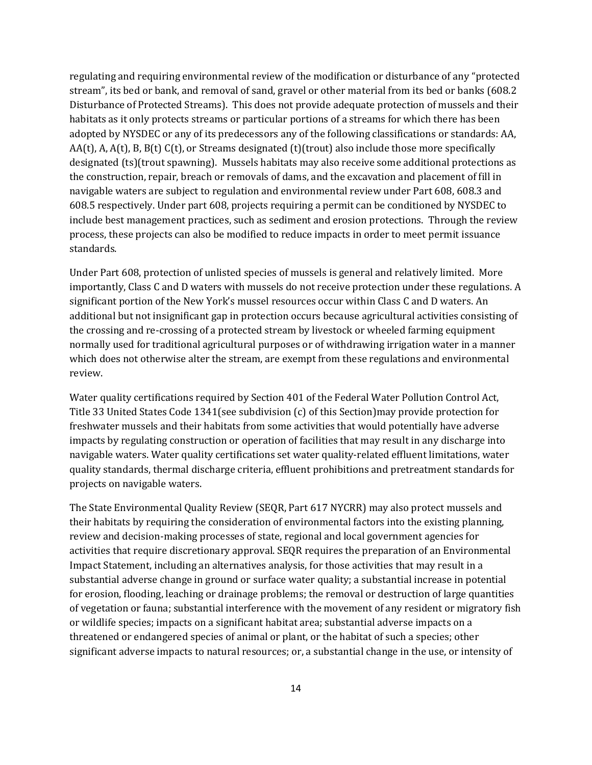regulating and requiring environmental review of the modification or disturbance of any "protected stream", its bed or bank, and removal of sand, gravel or other material from its bed or banks (608.2 Disturbance of Protected Streams). This does not provide adequate protection of mussels and their habitats as it only protects streams or particular portions of a streams for which there has been adopted by NYSDEC or any of its predecessors any of the following classifications or standards: AA, AA(t), A, A(t), B, B(t) C(t), or Streams designated (t)(trout) also include those more specifically designated (ts)(trout spawning). Mussels habitats may also receive some additional protections as the construction, repair, breach or removals of dams, and the excavation and placement of fill in navigable waters are subject to regulation and environmental review under Part 608, 608.3 and 608.5 respectively. Under part 608, projects requiring a permit can be conditioned by NYSDEC to include best management practices, such as sediment and erosion protections. Through the review process, these projects can also be modified to reduce impacts in order to meet permit issuance standards.

Under Part 608, protection of unlisted species of mussels is general and relatively limited. More importantly, Class C and D waters with mussels do not receive protection under these regulations. A significant portion of the New York's mussel resources occur within Class C and D waters. An additional but not insignificant gap in protection occurs because agricultural activities consisting of the crossing and re-crossing of a protected stream by livestock or wheeled farming equipment normally used for traditional agricultural purposes or of withdrawing irrigation water in a manner which does not otherwise alter the stream, are exempt from these regulations and environmental review.

Water quality certifications required by Section 401 of the Federal Water Pollution Control Act, Title 33 United States Code 1341(see subdivision (c) of this Section)may provide protection for freshwater mussels and their habitats from some activities that would potentially have adverse impacts by regulating construction or operation of facilities that may result in any discharge into navigable waters. Water quality certifications set water quality-related effluent limitations, water quality standards, thermal discharge criteria, effluent prohibitions and pretreatment standards for projects on navigable waters.

The State Environmental Quality Review (SEQR, Part 617 NYCRR) may also protect mussels and their habitats by requiring the consideration of environmental factors into the existing planning, review and decision-making processes of state, regional and local government agencies for activities that require discretionary approval. SEQR requires the preparation of an Environmental Impact Statement, including an alternatives analysis, for those activities that may result in a substantial adverse change in ground or surface water quality; a substantial increase in potential for erosion, flooding, leaching or drainage problems; the removal or destruction of large quantities of vegetation or fauna; substantial interference with the movement of any resident or migratory fish or wildlife species; impacts on a significant habitat area; substantial adverse impacts on a threatened or endangered species of animal or plant, or the habitat of such a species; other significant adverse impacts to natural resources; or, a substantial change in the use, or intensity of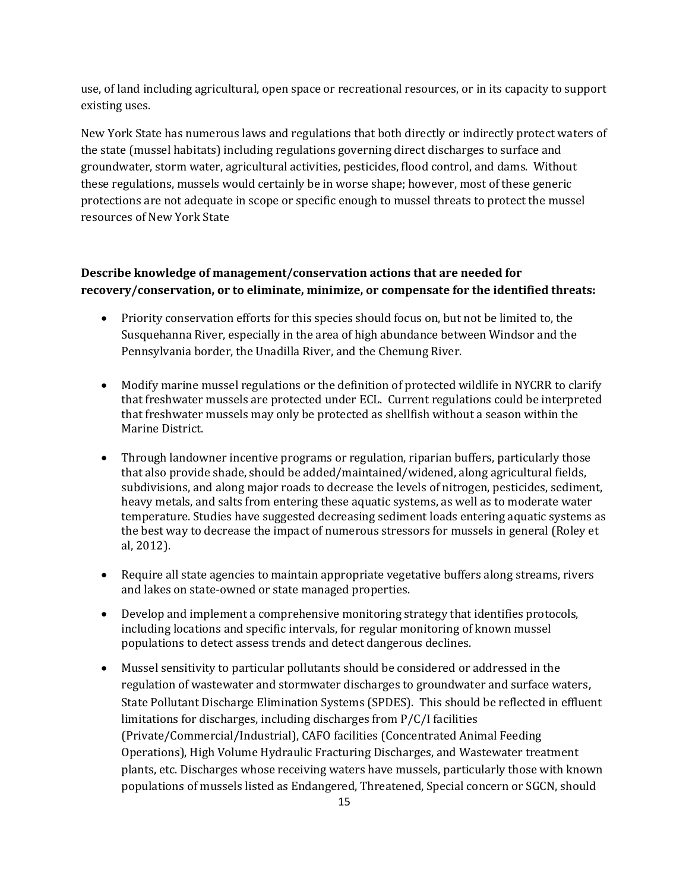use, of land including agricultural, open space or recreational resources, or in its capacity to support existing uses.

New York State has numerous laws and regulations that both directly or indirectly protect waters of the state (mussel habitats) including regulations governing direct discharges to surface and groundwater, storm water, agricultural activities, pesticides, flood control, and dams. Without these regulations, mussels would certainly be in worse shape; however, most of these generic protections are not adequate in scope or specific enough to mussel threats to protect the mussel resources of New York State

**Describe knowledge of management/conservation actions that are needed for recovery/conservation, or to eliminate, minimize, or compensate for the identified threats:**

- Priority conservation efforts for this species should focus on, but not be limited to, the Susquehanna River, especially in the area of high abundance between Windsor and the Pennsylvania border, the Unadilla River, and the Chemung River.

- Modify marine mussel regulations or the definition of protected wildlife in NYCRR to clarify that freshwater mussels are protected under ECL. Current regulations could be interpreted that freshwater mussels may only be protected as shellfish without a season within the Marine District.

- Through landowner incentive programs or regulation, riparian buffers, particularly those that also provide shade, should be added/maintained/widened, along agricultural fields, subdivisions, and along major roads to decrease the levels of nitrogen, pesticides, sediment, heavy metals, and salts from entering these aquatic systems, as well as to moderate water temperature. Studies have suggested decreasing sediment loads entering aquatic systems as the best way to decrease the impact of numerous stressors for mussels in general (Roley et al, 2012).

- Require all state agencies to maintain appropriate vegetative buffers along streams, rivers and lakes on state-owned or state managed properties.

- Develop and implement a comprehensive monitoring strategy that identifies protocols, including locations and specific intervals, for regular monitoring of known mussel populations to detect assess trends and detect dangerous declines.

- Mussel sensitivity to particular pollutants should be considered or addressed in the regulation of wastewater and stormwater discharges to groundwater and surface waters, State Pollutant Discharge Elimination Systems (SPDES). This should be reflected in effluent limitations for discharges, including discharges from P/C/I facilities (Private/Commercial/Industrial), CAFO facilities (Concentrated Animal Feeding Operations), High Volume Hydraulic Fracturing Discharges, and Wastewater treatment plants, etc. Discharges whose receiving waters have mussels, particularly those with known populations of mussels listed as Endangered, Threatened, Special concern or SGCN, should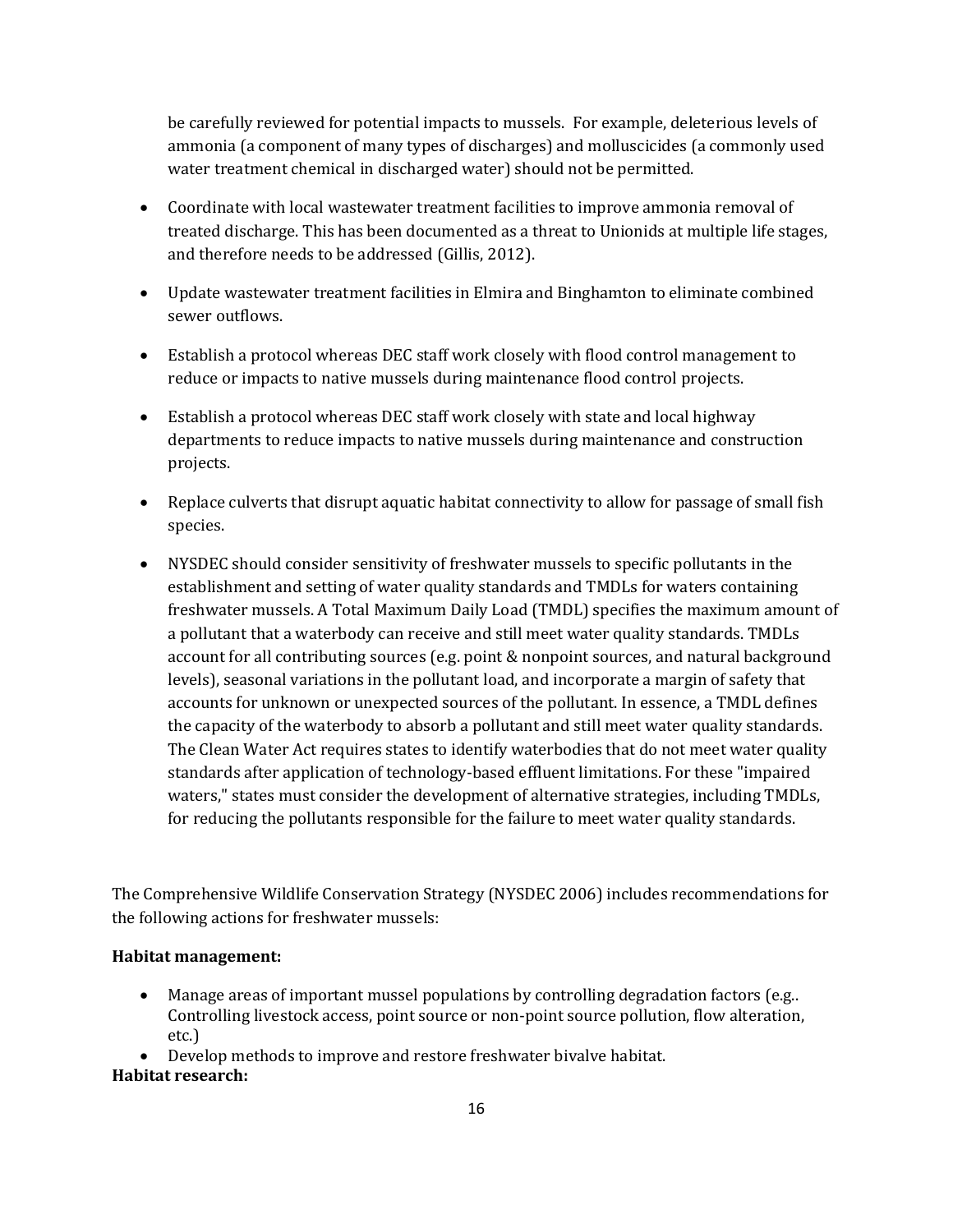be carefully reviewed for potential impacts to mussels. For example, deleterious levels of ammonia (a component of many types of discharges) and molluscicides (a commonly used water treatment chemical in discharged water) should not be permitted.

- Coordinate with local wastewater treatment facilities to improve ammonia removal of treated discharge. This has been documented as a threat to Unionids at multiple life stages, and therefore needs to be addressed (Gillis, 2012).
- Update wastewater treatment facilities in Elmira and Binghamton to eliminate combined sewer outflows.
- Establish a protocol whereas DEC staff work closely with flood control management to reduce or impacts to native mussels during maintenance flood control projects.
- Establish a protocol whereas DEC staff work closely with state and local highway departments to reduce impacts to native mussels during maintenance and construction projects.
- Replace culverts that disrupt aquatic habitat connectivity to allow for passage of small fish species.
- NYSDEC should consider sensitivity of freshwater mussels to specific pollutants in the establishment and setting of water quality standards and TMDLs for waters containing freshwater mussels. A Total Maximum Daily Load (TMDL) specifies the maximum amount of a pollutant that a waterbody can receive and still meet water quality standards. TMDLs account for all contributing sources (e.g. point & nonpoint sources, and natural background levels), seasonal variations in the pollutant load, and incorporate a margin of safety that accounts for unknown or unexpected sources of the pollutant. In essence, a TMDL defines the capacity of the waterbody to absorb a pollutant and still meet water quality standards. The Clean Water Act requires states to identify waterbodies that do not meet water quality standards after application of technology-based effluent limitations. For these "impaired waters," states must consider the development of alternative strategies, including TMDLs, for reducing the pollutants responsible for the failure to meet water quality standards.

The Comprehensive Wildlife Conservation Strategy (NYSDEC 2006) includes recommendations for the following actions for freshwater mussels:

**Habitat management:**

- Manage areas of important mussel populations by controlling degradation factors (e.g.. Controlling livestock access, point source or non-point source pollution, flow alteration, etc.)
- Develop methods to improve and restore freshwater bivalve habitat.

**Habitat research:**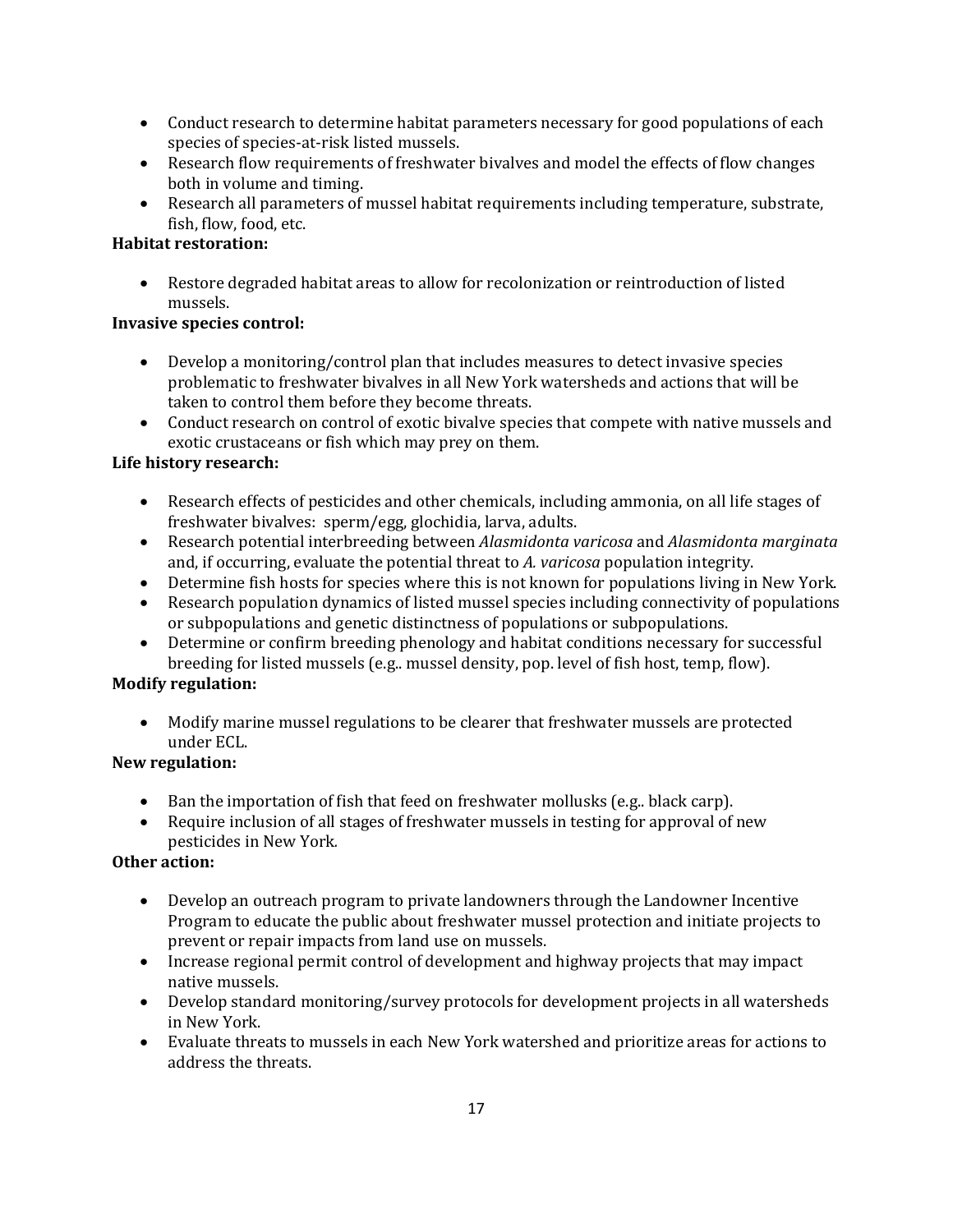- Conduct research to determine habitat parameters necessary for good populations of each species of species-at-risk listed mussels.
- Research flow requirements of freshwater bivalves and model the effects of flow changes both in volume and timing.
- Research all parameters of mussel habitat requirements including temperature, substrate, fish, flow, food, etc.

**Habitat restoration:**

- Restore degraded habitat areas to allow for recolonization or reintroduction of listed mussels.

**Invasive species control:**

- Develop a monitoring/control plan that includes measures to detect invasive species problematic to freshwater bivalves in all New York watersheds and actions that will be taken to control them before they become threats.
- Conduct research on control of exotic bivalve species that compete with native mussels and exotic crustaceans or fish which may prey on them.

**Life history research:**

- Research effects of pesticides and other chemicals, including ammonia, on all life stages of freshwater bivalves: sperm/egg, glochidia, larva, adults.
- Research potential interbreeding between *Alasmidonta varicosa* and *Alasmidonta marginata* and, if occurring, evaluate the potential threat to *A. varicosa* population integrity.
- Determine fish hosts for species where this is not known for populations living in New York.
- Research population dynamics of listed mussel species including connectivity of populations or subpopulations and genetic distinctness of populations or subpopulations.
- Determine or confirm breeding phenology and habitat conditions necessary for successful breeding for listed mussels (e.g.. mussel density, pop. level of fish host, temp, flow).

**Modify regulation:**

- Modify marine mussel regulations to be clearer that freshwater mussels are protected under ECL.

**New regulation:**

- Ban the importation of fish that feed on freshwater mollusks (e.g.. black carp).
- Require inclusion of all stages of freshwater mussels in testing for approval of new pesticides in New York.

**Other action:**

- Develop an outreach program to private landowners through the Landowner Incentive Program to educate the public about freshwater mussel protection and initiate projects to prevent or repair impacts from land use on mussels.
- Increase regional permit control of development and highway projects that may impact native mussels.
- Develop standard monitoring/survey protocols for development projects in all watersheds in New York.
- Evaluate threats to mussels in each New York watershed and prioritize areas for actions to address the threats.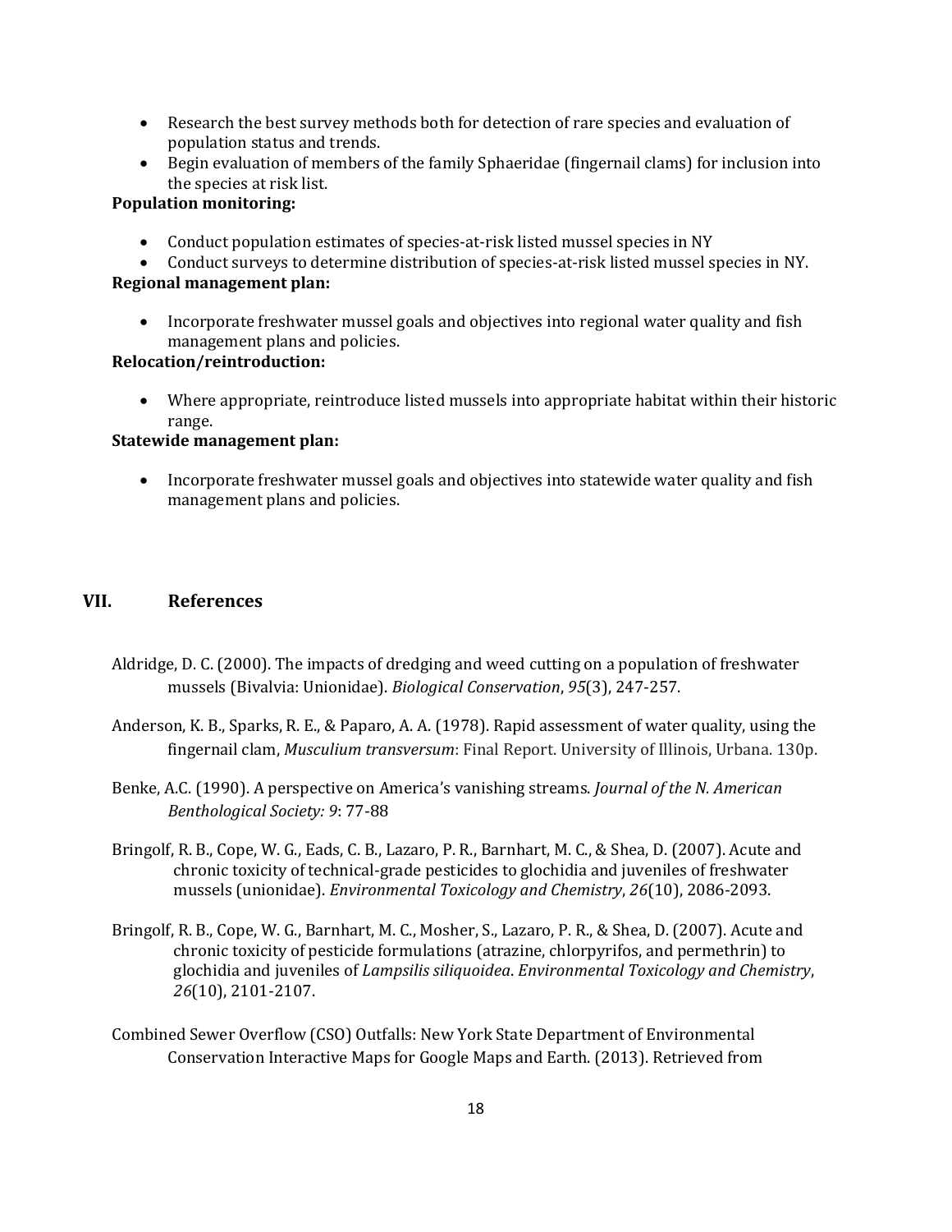- Research the best survey methods both for detection of rare species and evaluation of population status and trends.
- Begin evaluation of members of the family Sphaeridae (fingernail clams) for inclusion into the species at risk list.

**Population monitoring:**

- Conduct population estimates of species-at-risk listed mussel species in NY
- Conduct surveys to determine distribution of species-at-risk listed mussel species in NY.

**Regional management plan:**

- Incorporate freshwater mussel goals and objectives into regional water quality and fish management plans and policies.

**Relocation/reintroduction:**

- Where appropriate, reintroduce listed mussels into appropriate habitat within their historic range.

**Statewide management plan:**

- Incorporate freshwater mussel goals and objectives into statewide water quality and fish management plans and policies.

## VII. References

Aldridge, D. C. (2000). The impacts of dredging and weed cutting on a population of freshwater mussels (Bivalvia: Unionidae). *Biological Conservation*, *95*(3), 247-257.

Anderson, K. B., Sparks, R. E., & Paparo, A. A. (1978). Rapid assessment of water quality, using the fingernail clam, *Musculium transversum*: Final Report. University of Illinois, Urbana. 130p.

Benke, A.C. (1990). A perspective on America's vanishing streams. *Journal of the N. American Benthological Society: 9*: 77-88

Bringolf, R. B., Cope, W. G., Eads, C. B., Lazaro, P. R., Barnhart, M. C., & Shea, D. (2007). Acute and chronic toxicity of technical-grade pesticides to glochidia and juveniles of freshwater mussels (unionidae). *Environmental Toxicology and Chemistry*, *26*(10), 2086-2093.

Bringolf, R. B., Cope, W. G., Barnhart, M. C., Mosher, S., Lazaro, P. R., & Shea, D. (2007). Acute and chronic toxicity of pesticide formulations (atrazine, chlorpyrifos, and permethrin) to glochidia and juveniles of *Lampsilis siliquoidea*. *Environmental Toxicology and Chemistry*, *26*(10), 2101-2107.

Combined Sewer Overflow (CSO) Outfalls: New York State Department of Environmental Conservation Interactive Maps for Google Maps and Earth. (2013). Retrieved from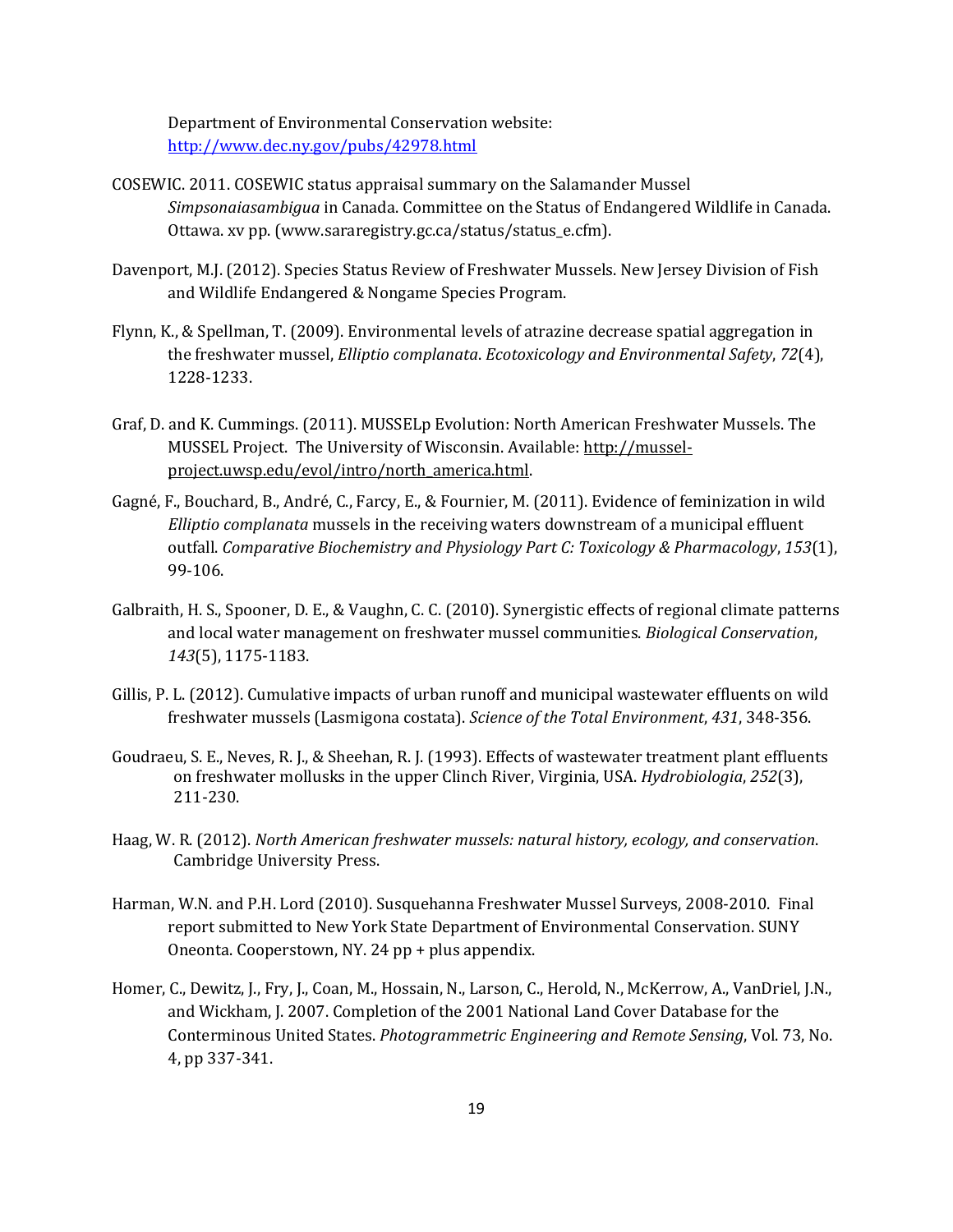Department of Environmental Conservation website: http://www.dec.ny.gov/pubs/42978.html

COSEWIC. 2011. COSEWIC status appraisal summary on the Salamander Mussel *Simpsonaiasambigua* in Canada. Committee on the Status of Endangered Wildlife in Canada. Ottawa. xv pp. (www.sararegistry.gc.ca/status/status_e.cfm).

Davenport, M.J. (2012). Species Status Review of Freshwater Mussels. New Jersey Division of Fish and Wildlife Endangered & Nongame Species Program.

Flynn, K., & Spellman, T. (2009). Environmental levels of atrazine decrease spatial aggregation in the freshwater mussel, *Elliptio complanata*. *Ecotoxicology and Environmental Safety*, *72*(4), 1228-1233.

Graf, D. and K. Cummings. (2011). MUSSELp Evolution: North American Freshwater Mussels. The MUSSEL Project. The University of Wisconsin. Available: http://mussel-project.uwsp.edu/evol/intro/north_america.html.

Gagné, F., Bouchard, B., André, C., Farcy, E., & Fournier, M. (2011). Evidence of feminization in wild *Elliptio complanata* mussels in the receiving waters downstream of a municipal effluent outfall. *Comparative Biochemistry and Physiology Part C: Toxicology & Pharmacology*, *153*(1), 99-106.

Galbraith, H. S., Spooner, D. E., & Vaughn, C. C. (2010). Synergistic effects of regional climate patterns and local water management on freshwater mussel communities. *Biological Conservation*, *143*(5), 1175-1183.

Gillis, P. L. (2012). Cumulative impacts of urban runoff and municipal wastewater effluents on wild freshwater mussels (Lasmigona costata). *Science of the Total Environment*, *431*, 348-356.

Goudraeu, S. E., Neves, R. J., & Sheehan, R. J. (1993). Effects of wastewater treatment plant effluents on freshwater mollusks in the upper Clinch River, Virginia, USA. *Hydrobiologia*, *252*(3), 211-230.

Haag, W. R. (2012). *North American freshwater mussels: natural history, ecology, and conservation*. Cambridge University Press.

Harman, W.N. and P.H. Lord (2010). Susquehanna Freshwater Mussel Surveys, 2008-2010. Final report submitted to New York State Department of Environmental Conservation. SUNY Oneonta. Cooperstown, NY. 24 pp + plus appendix.

Homer, C., Dewitz, J., Fry, J., Coan, M., Hossain, N., Larson, C., Herold, N., McKerrow, A., VanDriel, J.N., and Wickham, J. 2007. Completion of the 2001 National Land Cover Database for the Conterminous United States. *Photogrammetric Engineering and Remote Sensing*, Vol. 73, No. 4, pp 337-341.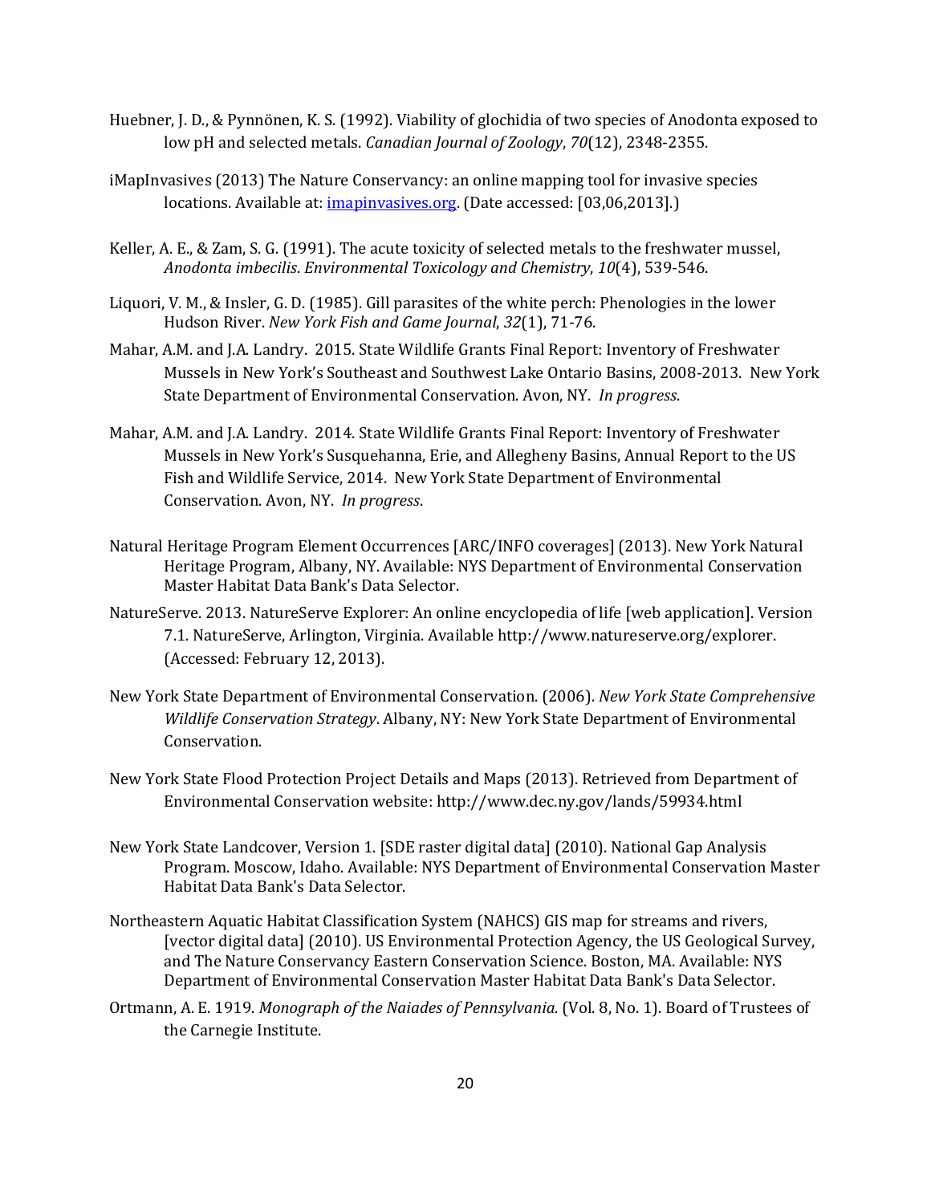Huebner, J. D., & Pynnönen, K. S. (1992). Viability of glochidia of two species of Anodonta exposed to low pH and selected metals. *Canadian Journal of Zoology*, *70*(12), 2348-2355.

iMapInvasives (2013) The Nature Conservancy: an online mapping tool for invasive species locations. Available at: imapinvasives.org. (Date accessed: [03,06,2013].)

Keller, A. E., & Zam, S. G. (1991). The acute toxicity of selected metals to the freshwater mussel, *Anodonta imbecilis*. *Environmental Toxicology and Chemistry*, *10*(4), 539-546.

Liquori, V. M., & Insler, G. D. (1985). Gill parasites of the white perch: Phenologies in the lower Hudson River. *New York Fish and Game Journal*, *32*(1), 71-76.

Mahar, A.M. and J.A. Landry. 2015. State Wildlife Grants Final Report: Inventory of Freshwater Mussels in New York's Southeast and Southwest Lake Ontario Basins, 2008-2013. New York State Department of Environmental Conservation. Avon, NY. *In progress*.

Mahar, A.M. and J.A. Landry. 2014. State Wildlife Grants Final Report: Inventory of Freshwater Mussels in New York's Susquehanna, Erie, and Allegheny Basins, Annual Report to the US Fish and Wildlife Service, 2014. New York State Department of Environmental Conservation. Avon, NY. *In progress*.

Natural Heritage Program Element Occurrences [ARC/INFO coverages] (2013). New York Natural Heritage Program, Albany, NY. Available: NYS Department of Environmental Conservation Master Habitat Data Bank's Data Selector.

NatureServe. 2013. NatureServe Explorer: An online encyclopedia of life [web application]. Version 7.1. NatureServe, Arlington, Virginia. Available http://www.natureserve.org/explorer. (Accessed: February 12, 2013).

New York State Department of Environmental Conservation. (2006). *New York State Comprehensive Wildlife Conservation Strategy*. Albany, NY: New York State Department of Environmental Conservation.

New York State Flood Protection Project Details and Maps (2013). Retrieved from Department of Environmental Conservation website: http://www.dec.ny.gov/lands/59934.html

New York State Landcover, Version 1. [SDE raster digital data] (2010). National Gap Analysis Program. Moscow, Idaho. Available: NYS Department of Environmental Conservation Master Habitat Data Bank's Data Selector.

Northeastern Aquatic Habitat Classification System (NAHCS) GIS map for streams and rivers, [vector digital data] (2010). US Environmental Protection Agency, the US Geological Survey, and The Nature Conservancy Eastern Conservation Science. Boston, MA. Available: NYS Department of Environmental Conservation Master Habitat Data Bank's Data Selector.

Ortmann, A. E. 1919. *Monograph of the Naiades of Pennsylvania.* (Vol. 8, No. 1). Board of Trustees of the Carnegie Institute.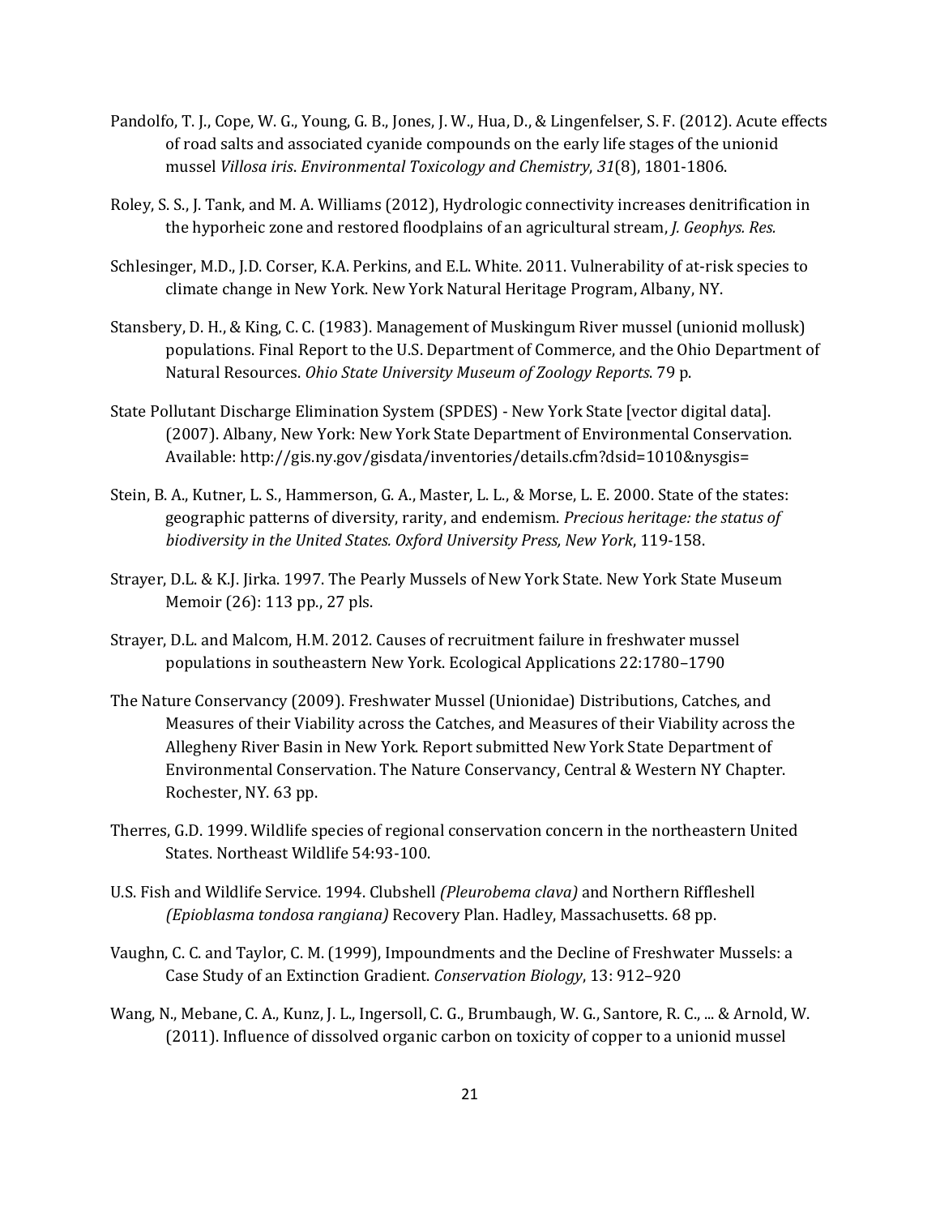Pandolfo, T. J., Cope, W. G., Young, G. B., Jones, J. W., Hua, D., & Lingenfelser, S. F. (2012). Acute effects of road salts and associated cyanide compounds on the early life stages of the unionid mussel *Villosa iris*. *Environmental Toxicology and Chemistry*, *31*(8), 1801-1806.

Roley, S. S., J. Tank, and M. A. Williams (2012), Hydrologic connectivity increases denitrification in the hyporheic zone and restored floodplains of an agricultural stream, *J. Geophys. Res.*

Schlesinger, M.D., J.D. Corser, K.A. Perkins, and E.L. White. 2011. Vulnerability of at-risk species to climate change in New York. New York Natural Heritage Program, Albany, NY.

Stansbery, D. H., & King, C. C. (1983). Management of Muskingum River mussel (unionid mollusk) populations. Final Report to the U.S. Department of Commerce, and the Ohio Department of Natural Resources. *Ohio State University Museum of Zoology Reports*. 79 p.

State Pollutant Discharge Elimination System (SPDES) - New York State [vector digital data]. (2007). Albany, New York: New York State Department of Environmental Conservation. Available: http://gis.ny.gov/gisdata/inventories/details.cfm?dsid=1010&nysgis=

Stein, B. A., Kutner, L. S., Hammerson, G. A., Master, L. L., & Morse, L. E. 2000. State of the states: geographic patterns of diversity, rarity, and endemism. *Precious heritage: the status of biodiversity in the United States. Oxford University Press, New York*, 119-158.

Strayer, D.L. & K.J. Jirka. 1997. The Pearly Mussels of New York State. New York State Museum Memoir (26): 113 pp., 27 pls.

Strayer, D.L. and Malcom, H.M. 2012. Causes of recruitment failure in freshwater mussel populations in southeastern New York. Ecological Applications 22:1780–1790

The Nature Conservancy (2009). Freshwater Mussel (Unionidae) Distributions, Catches, and Measures of their Viability across the Catches, and Measures of their Viability across the Allegheny River Basin in New York. Report submitted New York State Department of Environmental Conservation. The Nature Conservancy, Central & Western NY Chapter. Rochester, NY. 63 pp.

Therres, G.D. 1999. Wildlife species of regional conservation concern in the northeastern United States. Northeast Wildlife 54:93-100.

U.S. Fish and Wildlife Service. 1994. Clubshell *(Pleurobema clava)* and Northern Riffleshell *(Epioblasma tondosa rangiana)* Recovery Plan. Hadley, Massachusetts. 68 pp.

Vaughn, C. C. and Taylor, C. M. (1999), Impoundments and the Decline of Freshwater Mussels: a Case Study of an Extinction Gradient. *Conservation Biology*, 13: 912–920

Wang, N., Mebane, C. A., Kunz, J. L., Ingersoll, C. G., Brumbaugh, W. G., Santore, R. C., ... & Arnold, W. (2011). Influence of dissolved organic carbon on toxicity of copper to a unionid mussel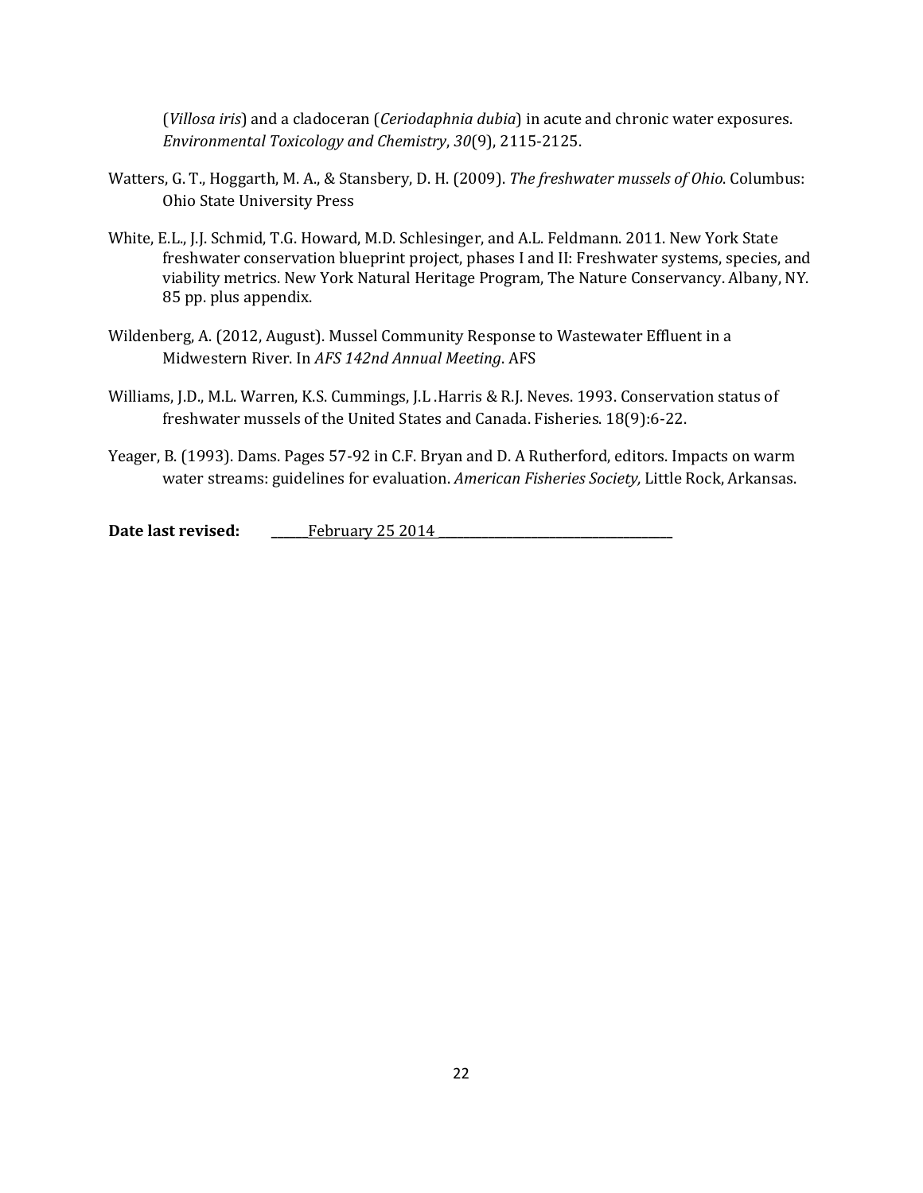(*Villosa iris*) and a cladoceran (*Ceriodaphnia dubia*) in acute and chronic water exposures. *Environmental Toxicology and Chemistry*, *30*(9), 2115-2125.

Watters, G. T., Hoggarth, M. A., & Stansbery, D. H. (2009). *The freshwater mussels of Ohio*. Columbus: Ohio State University Press

White, E.L., J.J. Schmid, T.G. Howard, M.D. Schlesinger, and A.L. Feldmann. 2011. New York State freshwater conservation blueprint project, phases I and II: Freshwater systems, species, and viability metrics. New York Natural Heritage Program, The Nature Conservancy. Albany, NY. 85 pp. plus appendix.

Wildenberg, A. (2012, August). Mussel Community Response to Wastewater Effluent in a Midwestern River. In *AFS 142nd Annual Meeting*. AFS

Williams, J.D., M.L. Warren, K.S. Cummings, J.L .Harris & R.J. Neves. 1993. Conservation status of freshwater mussels of the United States and Canada. Fisheries. 18(9):6-22.

Yeager, B. (1993). Dams. Pages 57-92 in C.F. Bryan and D. A Rutherford, editors. Impacts on warm water streams: guidelines for evaluation. *American Fisheries Society,* Little Rock, Arkansas.

**Date last revised:** ______February 25 2014 ________________________________________